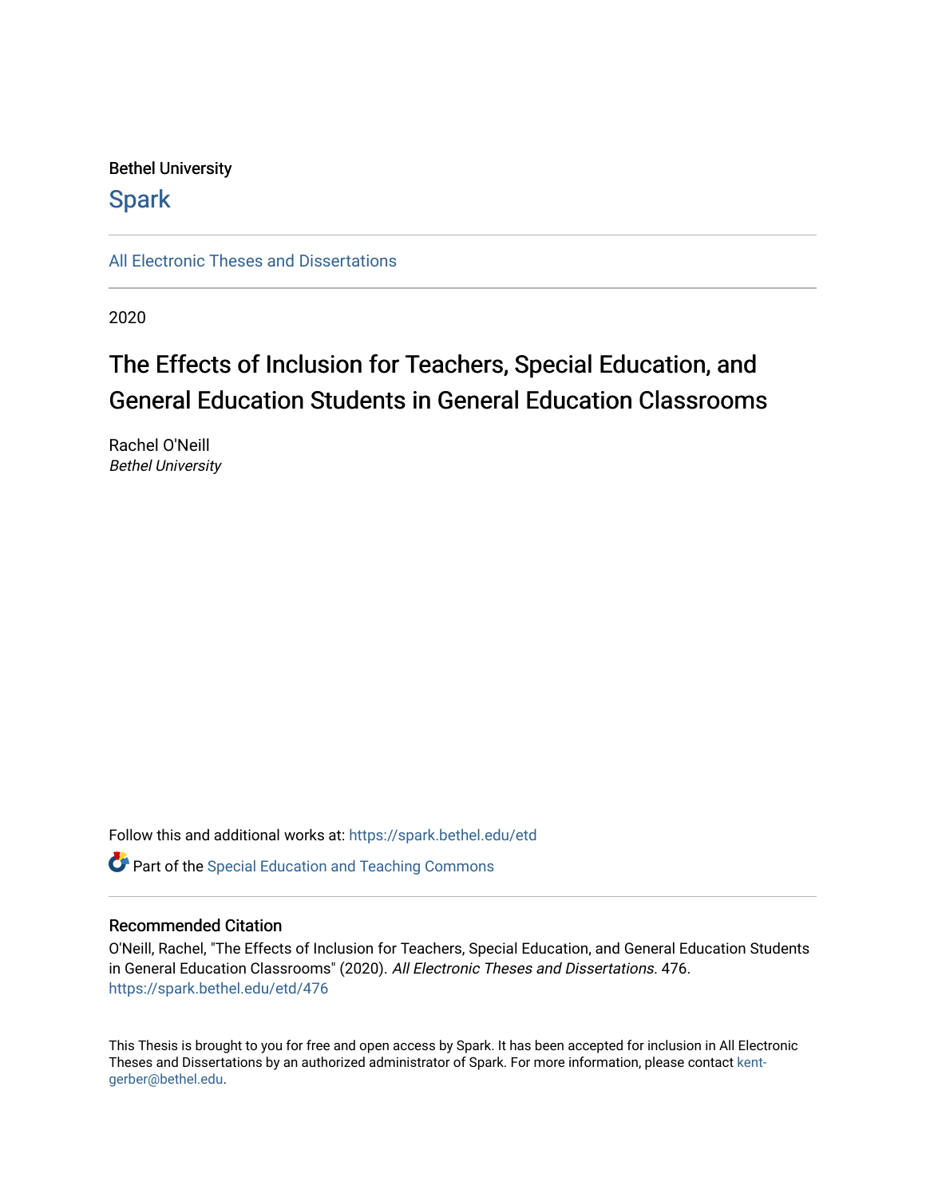Bethel University

# Spark

All Electronic Theses and Dissertations

2020

# The Effects of Inclusion for Teachers, Special Education, and General Education Students in General Education Classrooms

Rachel O'Neill
*Bethel University*

Follow this and additional works at: https://spark.bethel.edu/etd

Part of the Special Education and Teaching Commons

## Recommended Citation

O'Neill, Rachel, "The Effects of Inclusion for Teachers, Special Education, and General Education Students in General Education Classrooms" (2020). *All Electronic Theses and Dissertations.* 476.
https://spark.bethel.edu/etd/476

This Thesis is brought to you for free and open access by Spark. It has been accepted for inclusion in All Electronic Theses and Dissertations by an authorized administrator of Spark. For more information, please contact kent-gerber@bethel.edu.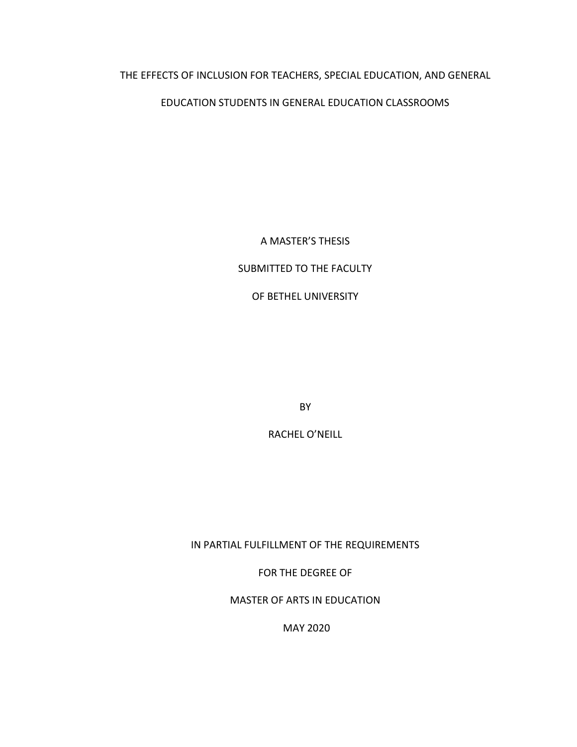THE EFFECTS OF INCLUSION FOR TEACHERS, SPECIAL EDUCATION, AND GENERAL EDUCATION STUDENTS IN GENERAL EDUCATION CLASSROOMS

A MASTER'S THESIS

SUBMITTED TO THE FACULTY

OF BETHEL UNIVERSITY

BY

RACHEL O'NEILL

IN PARTIAL FULFILLMENT OF THE REQUIREMENTS

FOR THE DEGREE OF

MASTER OF ARTS IN EDUCATION

MAY 2020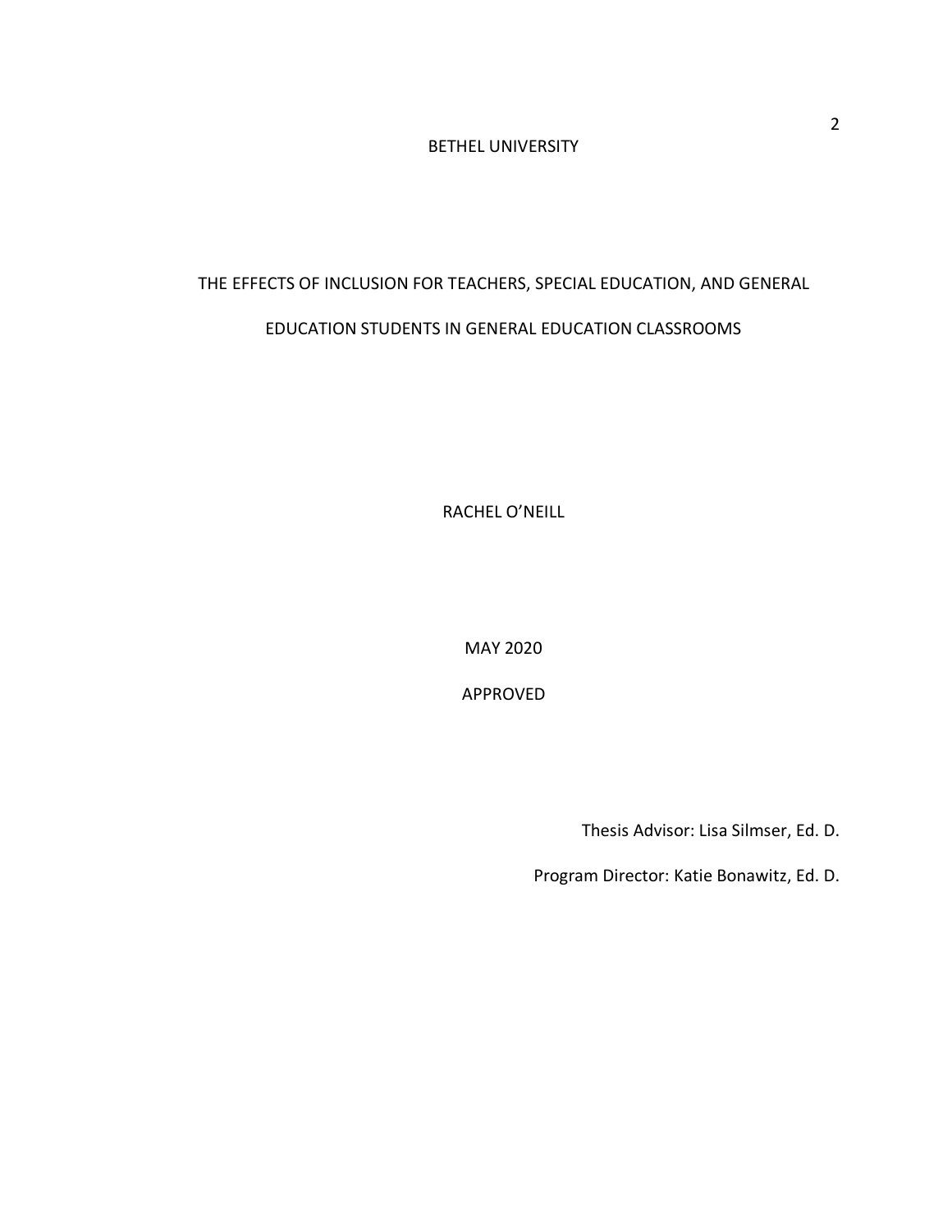BETHEL UNIVERSITY

THE EFFECTS OF INCLUSION FOR TEACHERS, SPECIAL EDUCATION, AND GENERAL EDUCATION STUDENTS IN GENERAL EDUCATION CLASSROOMS

RACHEL O'NEILL

MAY 2020

APPROVED

Thesis Advisor: Lisa Silmser, Ed. D.

Program Director: Katie Bonawitz, Ed. D.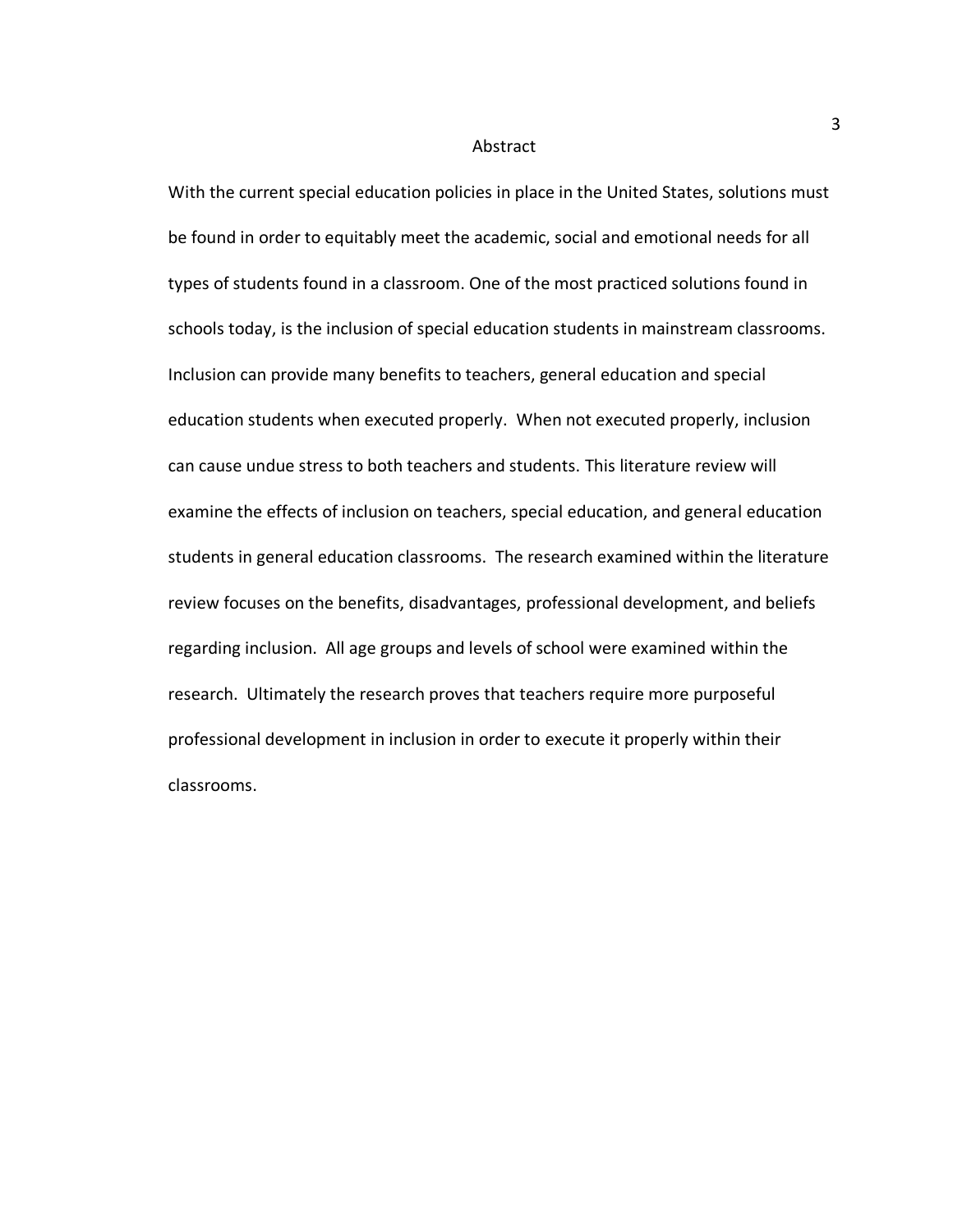## Abstract

With the current special education policies in place in the United States, solutions must be found in order to equitably meet the academic, social and emotional needs for all types of students found in a classroom. One of the most practiced solutions found in schools today, is the inclusion of special education students in mainstream classrooms. Inclusion can provide many benefits to teachers, general education and special education students when executed properly. When not executed properly, inclusion can cause undue stress to both teachers and students. This literature review will examine the effects of inclusion on teachers, special education, and general education students in general education classrooms. The research examined within the literature review focuses on the benefits, disadvantages, professional development, and beliefs regarding inclusion. All age groups and levels of school were examined within the research. Ultimately the research proves that teachers require more purposeful professional development in inclusion in order to execute it properly within their classrooms.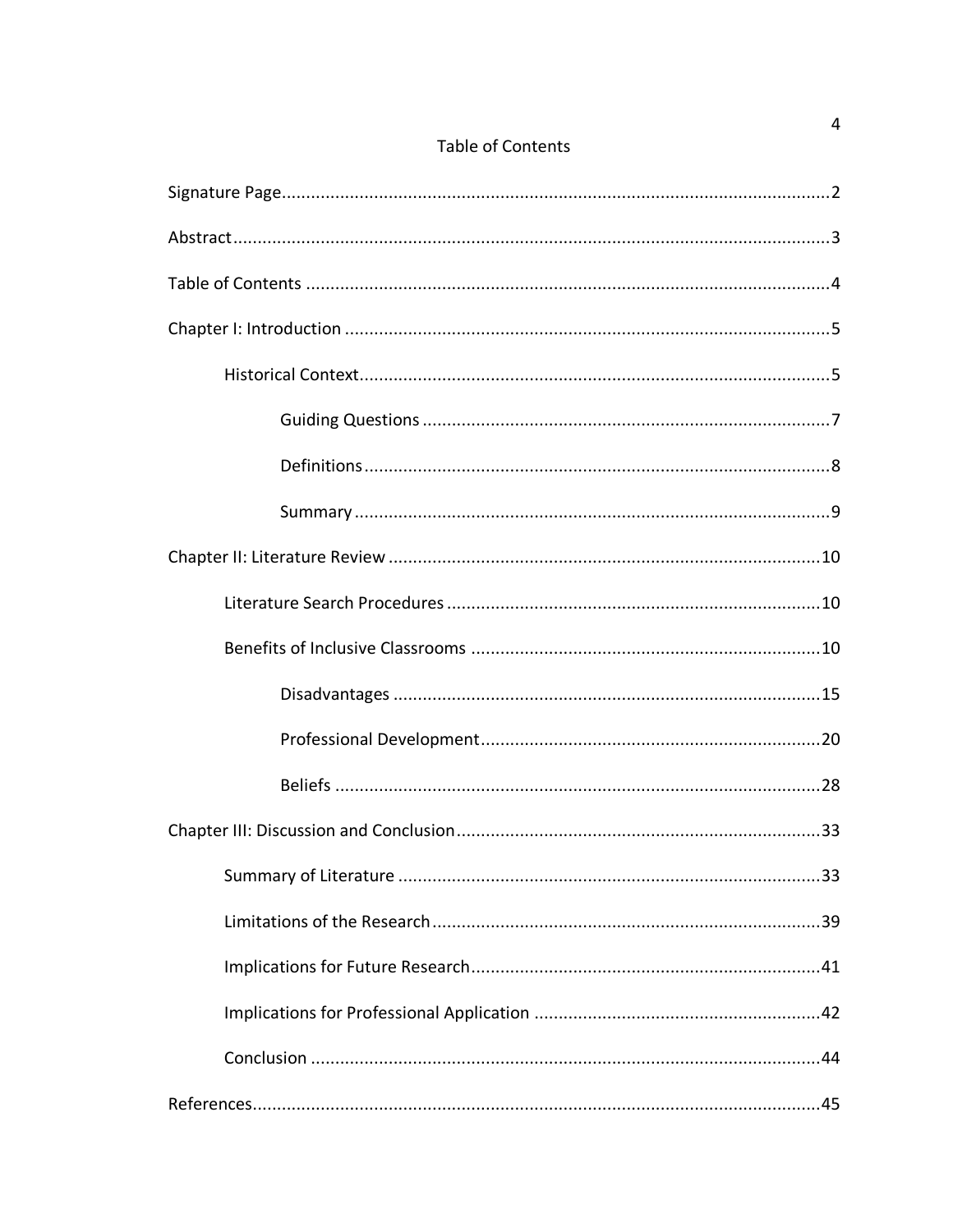# Table of Contents

Signature Page....................................................................................................................2

Abstract..............................................................................................................................3

Table of Contents ..............................................................................................................4

Chapter I: Introduction .......................................................................................................5

- Historical Context.......................................................................................................5
    - Guiding Questions ...........................................................................................7
    - Definitions.......................................................................................................8
    - Summary .........................................................................................................9

Chapter II: Literature Review ...........................................................................................10

- Literature Search Procedures ..................................................................................10
- Benefits of Inclusive Classrooms .............................................................................10
    - Disadvantages ...............................................................................................15
    - Professional Development.............................................................................20
    - Beliefs ...........................................................................................................28

Chapter III: Discussion and Conclusion............................................................................33

- Summary of Literature .............................................................................................33
- Limitations of the Research......................................................................................39
- Implications for Future Research..............................................................................41
- Implications for Professional Application .................................................................42
- Conclusion ...............................................................................................................44

References.........................................................................................................................45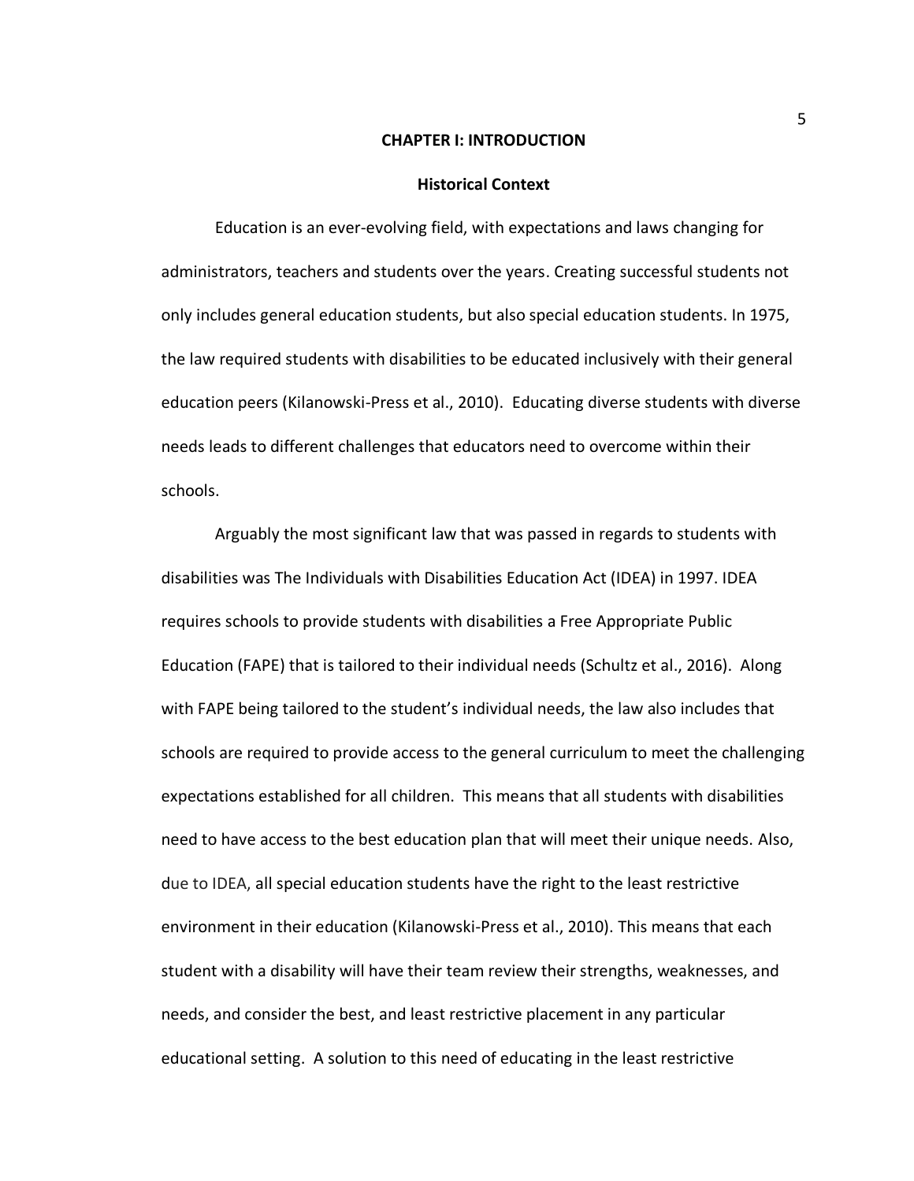# CHAPTER I: INTRODUCTION

## Historical Context

Education is an ever-evolving field, with expectations and laws changing for administrators, teachers and students over the years. Creating successful students not only includes general education students, but also special education students. In 1975, the law required students with disabilities to be educated inclusively with their general education peers (Kilanowski-Press et al., 2010). Educating diverse students with diverse needs leads to different challenges that educators need to overcome within their schools.

Arguably the most significant law that was passed in regards to students with disabilities was The Individuals with Disabilities Education Act (IDEA) in 1997. IDEA requires schools to provide students with disabilities a Free Appropriate Public Education (FAPE) that is tailored to their individual needs (Schultz et al., 2016). Along with FAPE being tailored to the student's individual needs, the law also includes that schools are required to provide access to the general curriculum to meet the challenging expectations established for all children. This means that all students with disabilities need to have access to the best education plan that will meet their unique needs. Also, due to IDEA, all special education students have the right to the least restrictive environment in their education (Kilanowski-Press et al., 2010). This means that each student with a disability will have their team review their strengths, weaknesses, and needs, and consider the best, and least restrictive placement in any particular educational setting. A solution to this need of educating in the least restrictive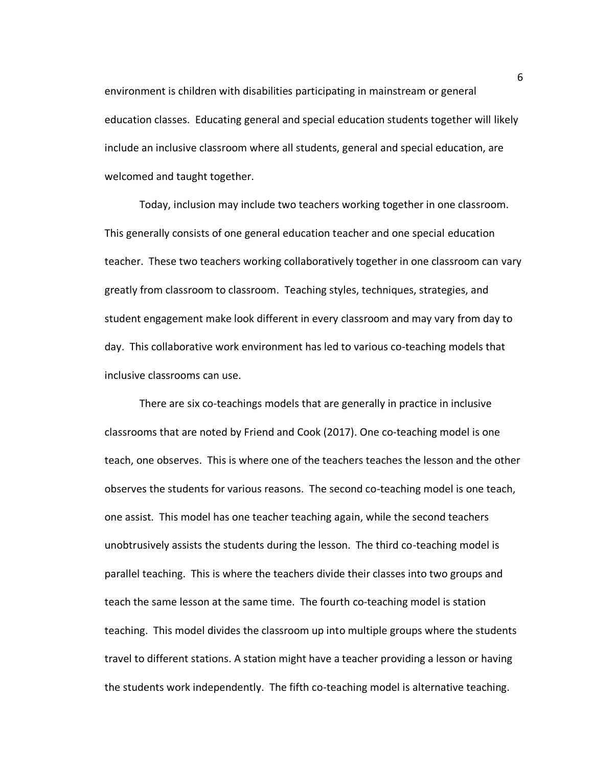environment is children with disabilities participating in mainstream or general education classes. Educating general and special education students together will likely include an inclusive classroom where all students, general and special education, are welcomed and taught together.

Today, inclusion may include two teachers working together in one classroom. This generally consists of one general education teacher and one special education teacher. These two teachers working collaboratively together in one classroom can vary greatly from classroom to classroom. Teaching styles, techniques, strategies, and student engagement make look different in every classroom and may vary from day to day. This collaborative work environment has led to various co-teaching models that inclusive classrooms can use.

There are six co-teachings models that are generally in practice in inclusive classrooms that are noted by Friend and Cook (2017). One co-teaching model is one teach, one observes. This is where one of the teachers teaches the lesson and the other observes the students for various reasons. The second co-teaching model is one teach, one assist. This model has one teacher teaching again, while the second teachers unobtrusively assists the students during the lesson. The third co-teaching model is parallel teaching. This is where the teachers divide their classes into two groups and teach the same lesson at the same time. The fourth co-teaching model is station teaching. This model divides the classroom up into multiple groups where the students travel to different stations. A station might have a teacher providing a lesson or having the students work independently. The fifth co-teaching model is alternative teaching.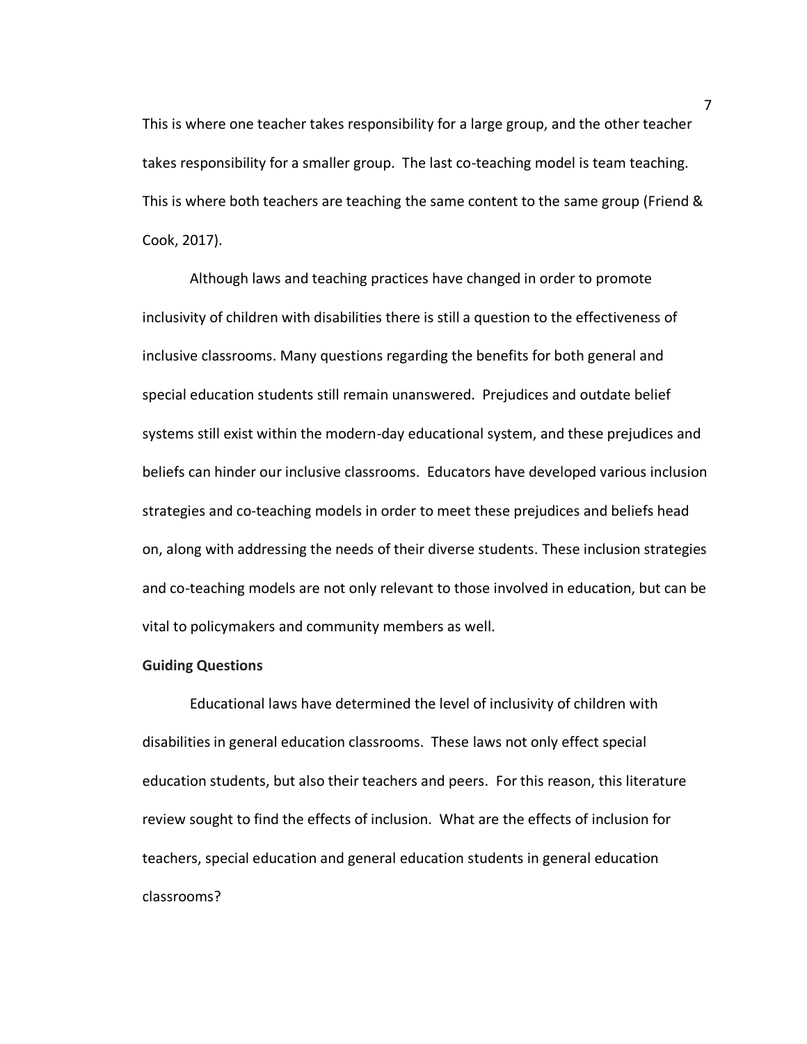This is where one teacher takes responsibility for a large group, and the other teacher takes responsibility for a smaller group. The last co-teaching model is team teaching. This is where both teachers are teaching the same content to the same group (Friend & Cook, 2017).

Although laws and teaching practices have changed in order to promote inclusivity of children with disabilities there is still a question to the effectiveness of inclusive classrooms. Many questions regarding the benefits for both general and special education students still remain unanswered. Prejudices and outdate belief systems still exist within the modern-day educational system, and these prejudices and beliefs can hinder our inclusive classrooms. Educators have developed various inclusion strategies and co-teaching models in order to meet these prejudices and beliefs head on, along with addressing the needs of their diverse students. These inclusion strategies and co-teaching models are not only relevant to those involved in education, but can be vital to policymakers and community members as well.

**Guiding Questions**

Educational laws have determined the level of inclusivity of children with disabilities in general education classrooms. These laws not only effect special education students, but also their teachers and peers. For this reason, this literature review sought to find the effects of inclusion. What are the effects of inclusion for teachers, special education and general education students in general education classrooms?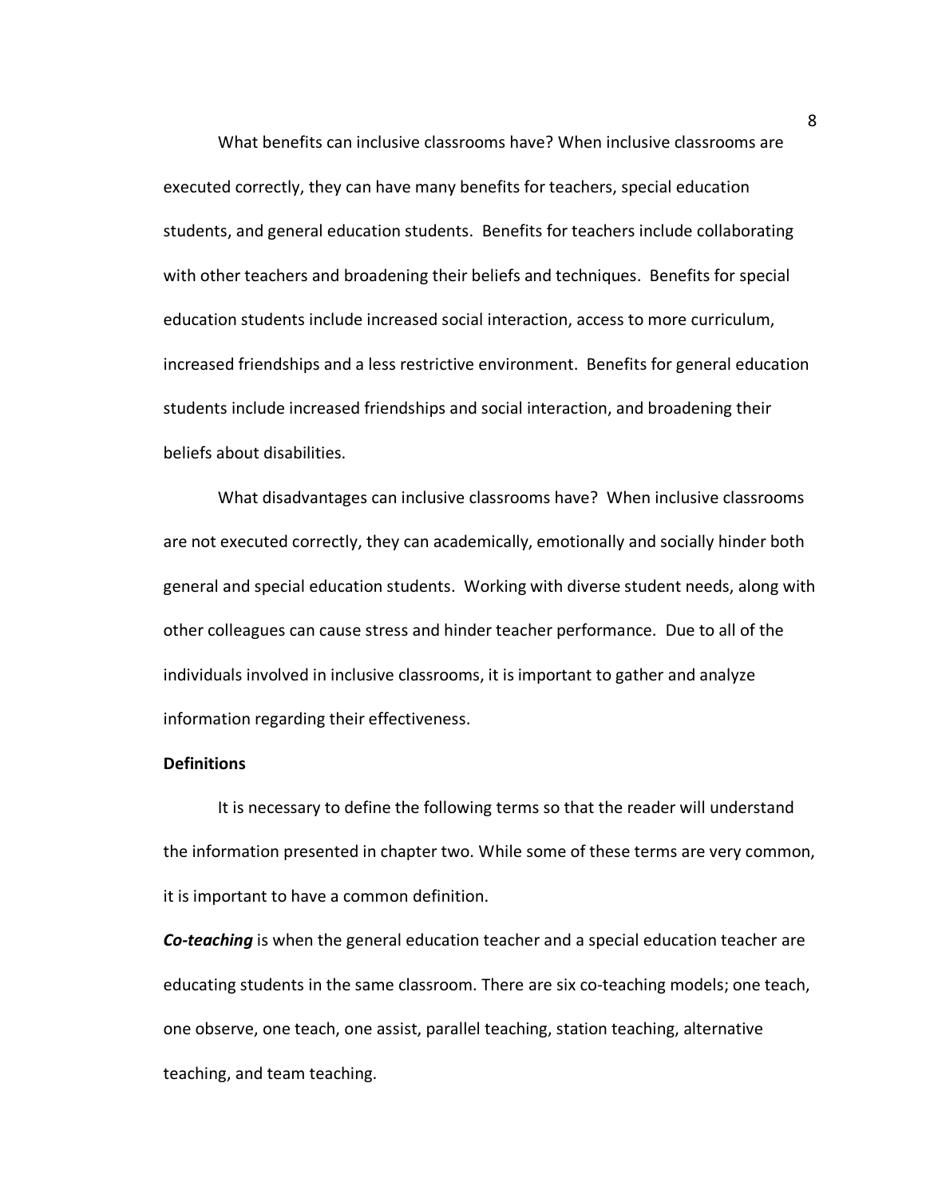What benefits can inclusive classrooms have? When inclusive classrooms are executed correctly, they can have many benefits for teachers, special education students, and general education students. Benefits for teachers include collaborating with other teachers and broadening their beliefs and techniques. Benefits for special education students include increased social interaction, access to more curriculum, increased friendships and a less restrictive environment. Benefits for general education students include increased friendships and social interaction, and broadening their beliefs about disabilities.

What disadvantages can inclusive classrooms have? When inclusive classrooms are not executed correctly, they can academically, emotionally and socially hinder both general and special education students. Working with diverse student needs, along with other colleagues can cause stress and hinder teacher performance. Due to all of the individuals involved in inclusive classrooms, it is important to gather and analyze information regarding their effectiveness.

**Definitions**

It is necessary to define the following terms so that the reader will understand the information presented in chapter two. While some of these terms are very common, it is important to have a common definition.

***Co-teaching*** is when the general education teacher and a special education teacher are educating students in the same classroom. There are six co-teaching models; one teach, one observe, one teach, one assist, parallel teaching, station teaching, alternative teaching, and team teaching.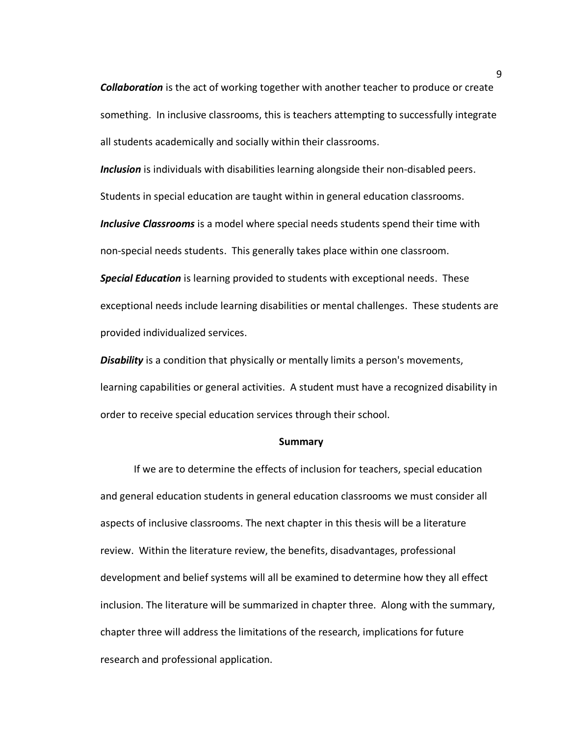***Collaboration*** is the act of working together with another teacher to produce or create something. In inclusive classrooms, this is teachers attempting to successfully integrate all students academically and socially within their classrooms.

***Inclusion*** is individuals with disabilities learning alongside their non-disabled peers. Students in special education are taught within in general education classrooms.

***Inclusive Classrooms*** is a model where special needs students spend their time with non-special needs students. This generally takes place within one classroom.

***Special Education*** is learning provided to students with exceptional needs. These exceptional needs include learning disabilities or mental challenges. These students are provided individualized services.

***Disability*** is a condition that physically or mentally limits a person's movements, learning capabilities or general activities. A student must have a recognized disability in order to receive special education services through their school.

## Summary

If we are to determine the effects of inclusion for teachers, special education and general education students in general education classrooms we must consider all aspects of inclusive classrooms. The next chapter in this thesis will be a literature review. Within the literature review, the benefits, disadvantages, professional development and belief systems will all be examined to determine how they all effect inclusion. The literature will be summarized in chapter three. Along with the summary, chapter three will address the limitations of the research, implications for future research and professional application.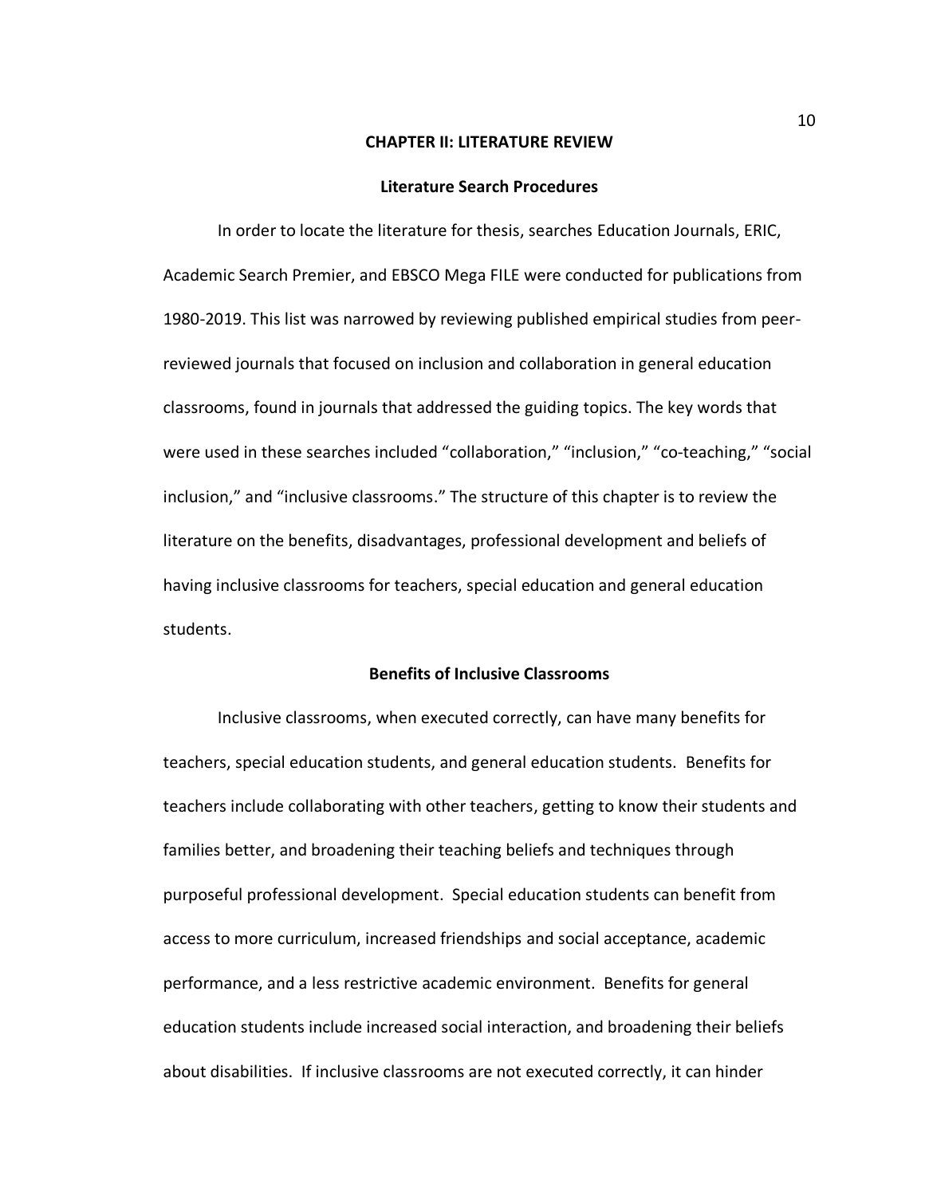## CHAPTER II: LITERATURE REVIEW

### Literature Search Procedures

In order to locate the literature for thesis, searches Education Journals, ERIC, Academic Search Premier, and EBSCO Mega FILE were conducted for publications from 1980-2019. This list was narrowed by reviewing published empirical studies from peer-reviewed journals that focused on inclusion and collaboration in general education classrooms, found in journals that addressed the guiding topics. The key words that were used in these searches included "collaboration," "inclusion," "co-teaching," "social inclusion," and "inclusive classrooms." The structure of this chapter is to review the literature on the benefits, disadvantages, professional development and beliefs of having inclusive classrooms for teachers, special education and general education students.

### Benefits of Inclusive Classrooms

Inclusive classrooms, when executed correctly, can have many benefits for teachers, special education students, and general education students. Benefits for teachers include collaborating with other teachers, getting to know their students and families better, and broadening their teaching beliefs and techniques through purposeful professional development. Special education students can benefit from access to more curriculum, increased friendships and social acceptance, academic performance, and a less restrictive academic environment. Benefits for general education students include increased social interaction, and broadening their beliefs about disabilities. If inclusive classrooms are not executed correctly, it can hinder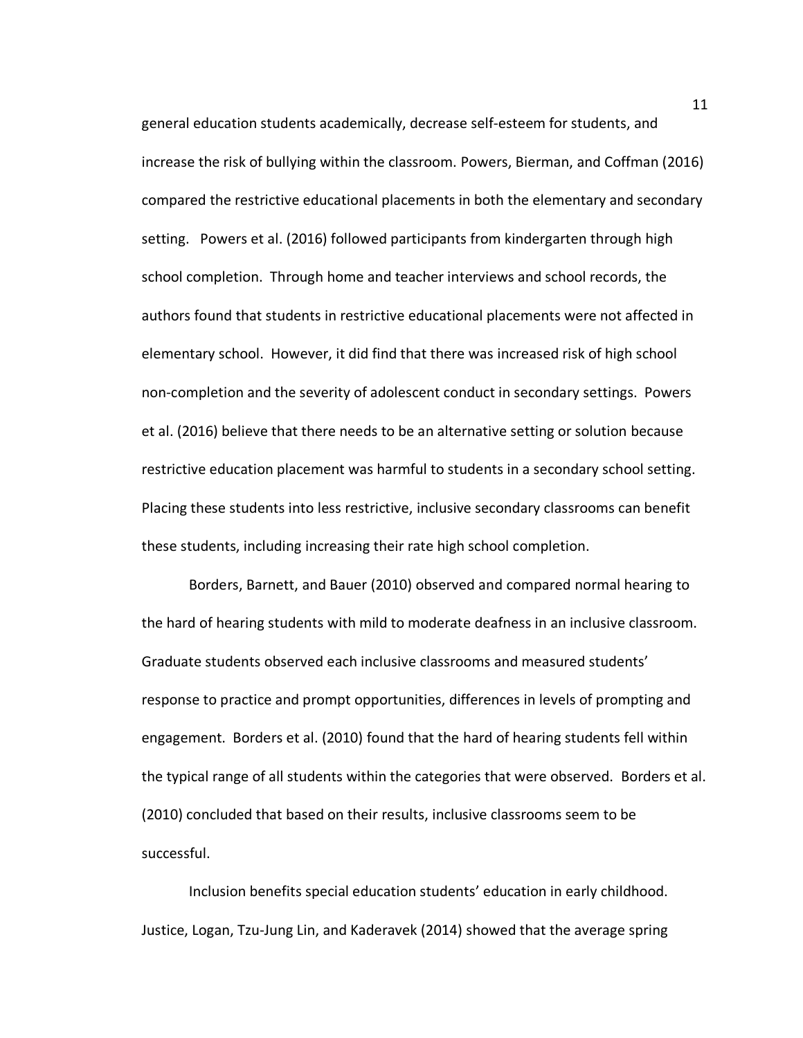general education students academically, decrease self-esteem for students, and increase the risk of bullying within the classroom. Powers, Bierman, and Coffman (2016) compared the restrictive educational placements in both the elementary and secondary setting. Powers et al. (2016) followed participants from kindergarten through high school completion. Through home and teacher interviews and school records, the authors found that students in restrictive educational placements were not affected in elementary school. However, it did find that there was increased risk of high school non-completion and the severity of adolescent conduct in secondary settings. Powers et al. (2016) believe that there needs to be an alternative setting or solution because restrictive education placement was harmful to students in a secondary school setting. Placing these students into less restrictive, inclusive secondary classrooms can benefit these students, including increasing their rate high school completion.

Borders, Barnett, and Bauer (2010) observed and compared normal hearing to the hard of hearing students with mild to moderate deafness in an inclusive classroom. Graduate students observed each inclusive classrooms and measured students' response to practice and prompt opportunities, differences in levels of prompting and engagement. Borders et al. (2010) found that the hard of hearing students fell within the typical range of all students within the categories that were observed. Borders et al. (2010) concluded that based on their results, inclusive classrooms seem to be successful.

Inclusion benefits special education students' education in early childhood. Justice, Logan, Tzu-Jung Lin, and Kaderavek (2014) showed that the average spring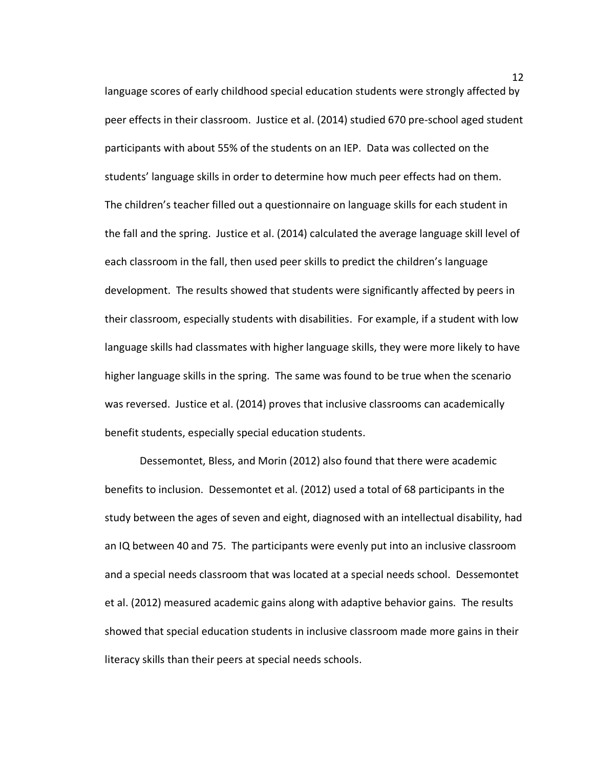language scores of early childhood special education students were strongly affected by peer effects in their classroom. Justice et al. (2014) studied 670 pre-school aged student participants with about 55% of the students on an IEP. Data was collected on the students' language skills in order to determine how much peer effects had on them. The children's teacher filled out a questionnaire on language skills for each student in the fall and the spring. Justice et al. (2014) calculated the average language skill level of each classroom in the fall, then used peer skills to predict the children's language development. The results showed that students were significantly affected by peers in their classroom, especially students with disabilities. For example, if a student with low language skills had classmates with higher language skills, they were more likely to have higher language skills in the spring. The same was found to be true when the scenario was reversed. Justice et al. (2014) proves that inclusive classrooms can academically benefit students, especially special education students.

Dessemontet, Bless, and Morin (2012) also found that there were academic benefits to inclusion. Dessemontet et al. (2012) used a total of 68 participants in the study between the ages of seven and eight, diagnosed with an intellectual disability, had an IQ between 40 and 75. The participants were evenly put into an inclusive classroom and a special needs classroom that was located at a special needs school. Dessemontet et al. (2012) measured academic gains along with adaptive behavior gains. The results showed that special education students in inclusive classroom made more gains in their literacy skills than their peers at special needs schools.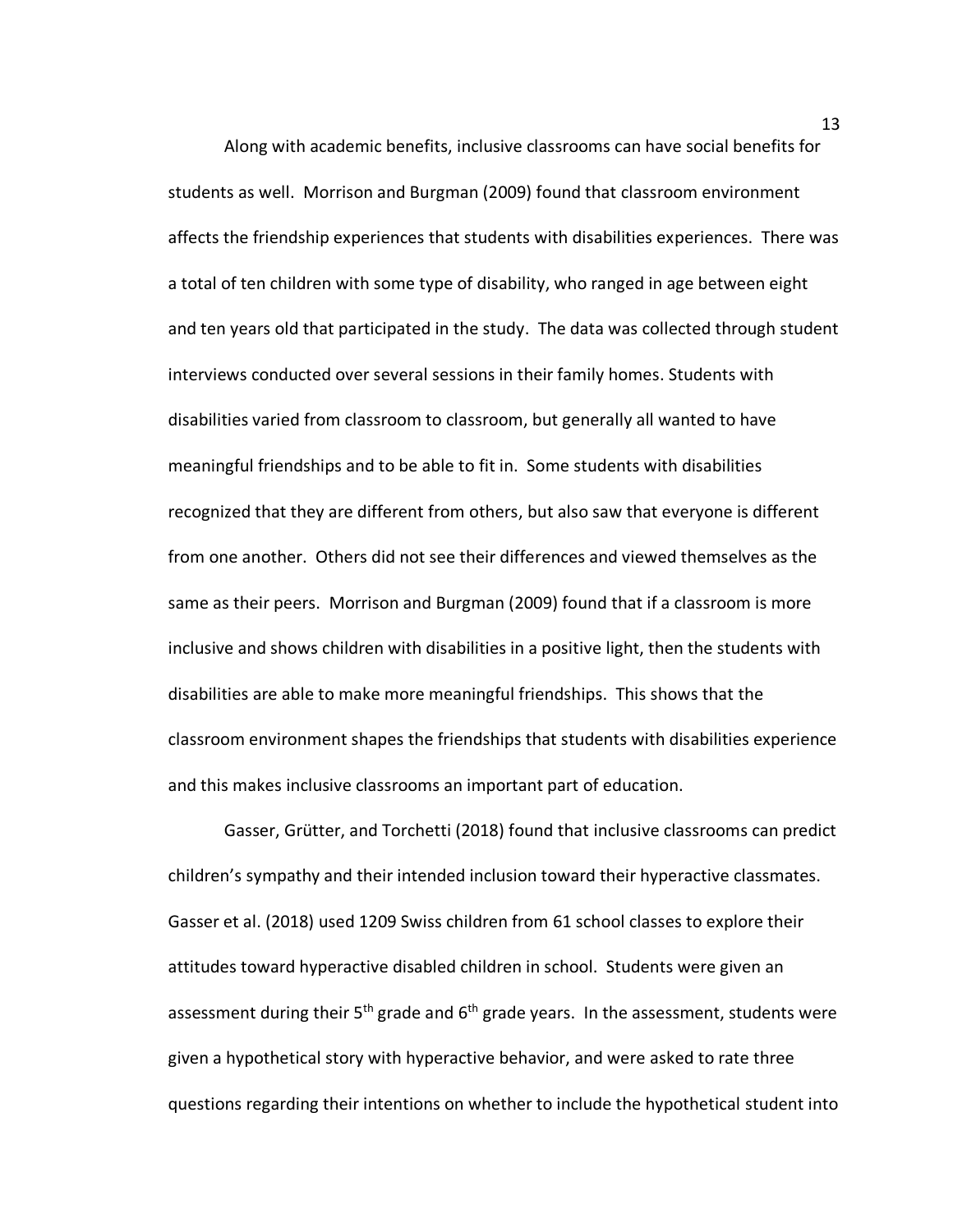Along with academic benefits, inclusive classrooms can have social benefits for students as well. Morrison and Burgman (2009) found that classroom environment affects the friendship experiences that students with disabilities experiences. There was a total of ten children with some type of disability, who ranged in age between eight and ten years old that participated in the study. The data was collected through student interviews conducted over several sessions in their family homes. Students with disabilities varied from classroom to classroom, but generally all wanted to have meaningful friendships and to be able to fit in. Some students with disabilities recognized that they are different from others, but also saw that everyone is different from one another. Others did not see their differences and viewed themselves as the same as their peers. Morrison and Burgman (2009) found that if a classroom is more inclusive and shows children with disabilities in a positive light, then the students with disabilities are able to make more meaningful friendships. This shows that the classroom environment shapes the friendships that students with disabilities experience and this makes inclusive classrooms an important part of education.

Gasser, Grütter, and Torchetti (2018) found that inclusive classrooms can predict children's sympathy and their intended inclusion toward their hyperactive classmates. Gasser et al. (2018) used 1209 Swiss children from 61 school classes to explore their attitudes toward hyperactive disabled children in school. Students were given an assessment during their 5th grade and 6th grade years. In the assessment, students were given a hypothetical story with hyperactive behavior, and were asked to rate three questions regarding their intentions on whether to include the hypothetical student into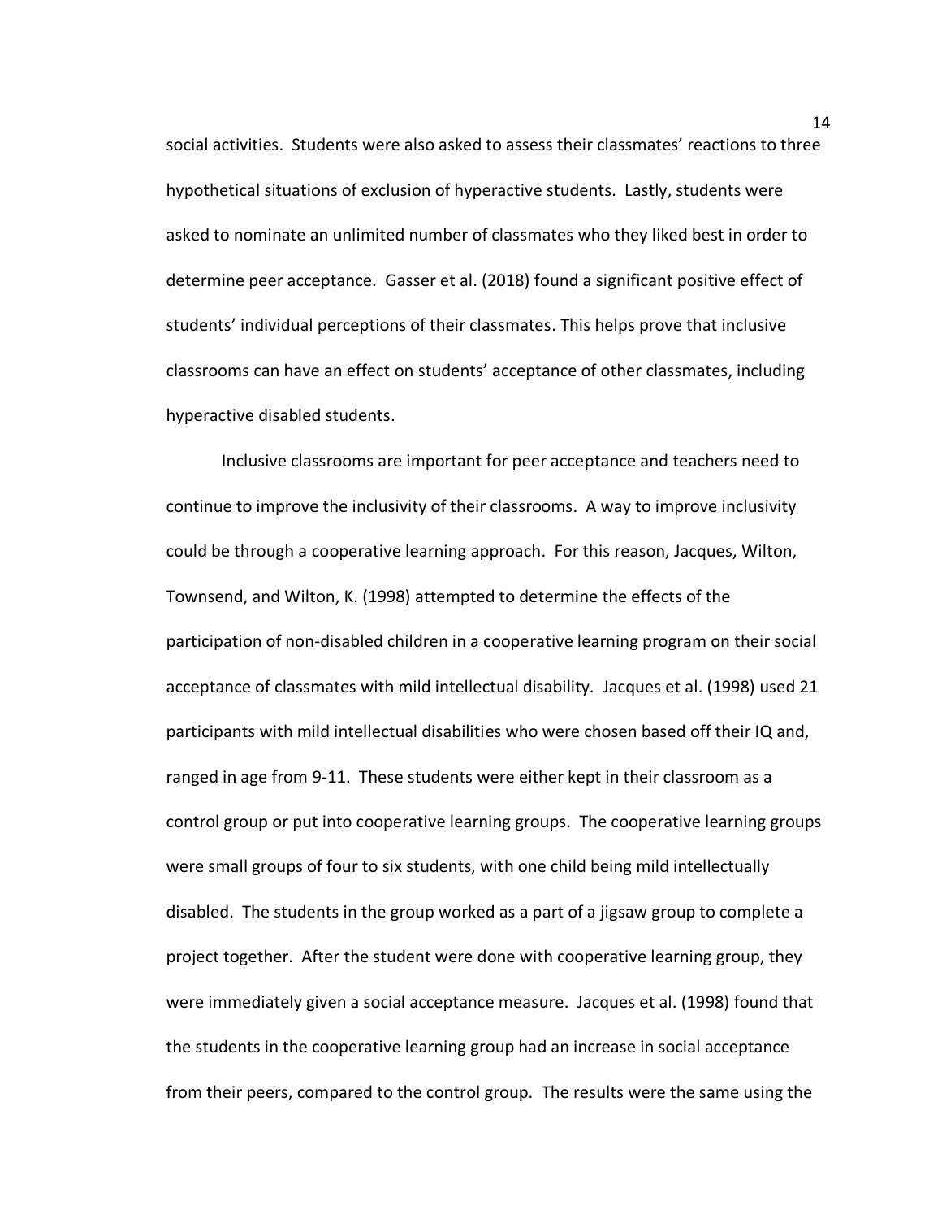social activities. Students were also asked to assess their classmates' reactions to three hypothetical situations of exclusion of hyperactive students. Lastly, students were asked to nominate an unlimited number of classmates who they liked best in order to determine peer acceptance. Gasser et al. (2018) found a significant positive effect of students' individual perceptions of their classmates. This helps prove that inclusive classrooms can have an effect on students' acceptance of other classmates, including hyperactive disabled students.

Inclusive classrooms are important for peer acceptance and teachers need to continue to improve the inclusivity of their classrooms. A way to improve inclusivity could be through a cooperative learning approach. For this reason, Jacques, Wilton, Townsend, and Wilton, K. (1998) attempted to determine the effects of the participation of non-disabled children in a cooperative learning program on their social acceptance of classmates with mild intellectual disability. Jacques et al. (1998) used 21 participants with mild intellectual disabilities who were chosen based off their IQ and, ranged in age from 9-11. These students were either kept in their classroom as a control group or put into cooperative learning groups. The cooperative learning groups were small groups of four to six students, with one child being mild intellectually disabled. The students in the group worked as a part of a jigsaw group to complete a project together. After the student were done with cooperative learning group, they were immediately given a social acceptance measure. Jacques et al. (1998) found that the students in the cooperative learning group had an increase in social acceptance from their peers, compared to the control group. The results were the same using the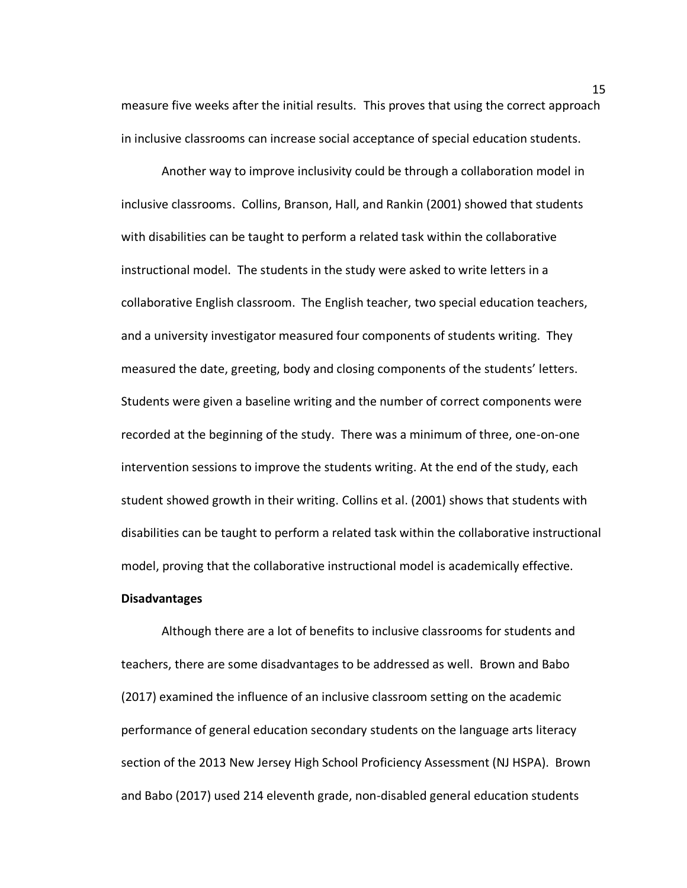measure five weeks after the initial results. This proves that using the correct approach in inclusive classrooms can increase social acceptance of special education students.

Another way to improve inclusivity could be through a collaboration model in inclusive classrooms. Collins, Branson, Hall, and Rankin (2001) showed that students with disabilities can be taught to perform a related task within the collaborative instructional model. The students in the study were asked to write letters in a collaborative English classroom. The English teacher, two special education teachers, and a university investigator measured four components of students writing. They measured the date, greeting, body and closing components of the students' letters. Students were given a baseline writing and the number of correct components were recorded at the beginning of the study. There was a minimum of three, one-on-one intervention sessions to improve the students writing. At the end of the study, each student showed growth in their writing. Collins et al. (2001) shows that students with disabilities can be taught to perform a related task within the collaborative instructional model, proving that the collaborative instructional model is academically effective.

**Disadvantages**

Although there are a lot of benefits to inclusive classrooms for students and teachers, there are some disadvantages to be addressed as well. Brown and Babo (2017) examined the influence of an inclusive classroom setting on the academic performance of general education secondary students on the language arts literacy section of the 2013 New Jersey High School Proficiency Assessment (NJ HSPA). Brown and Babo (2017) used 214 eleventh grade, non-disabled general education students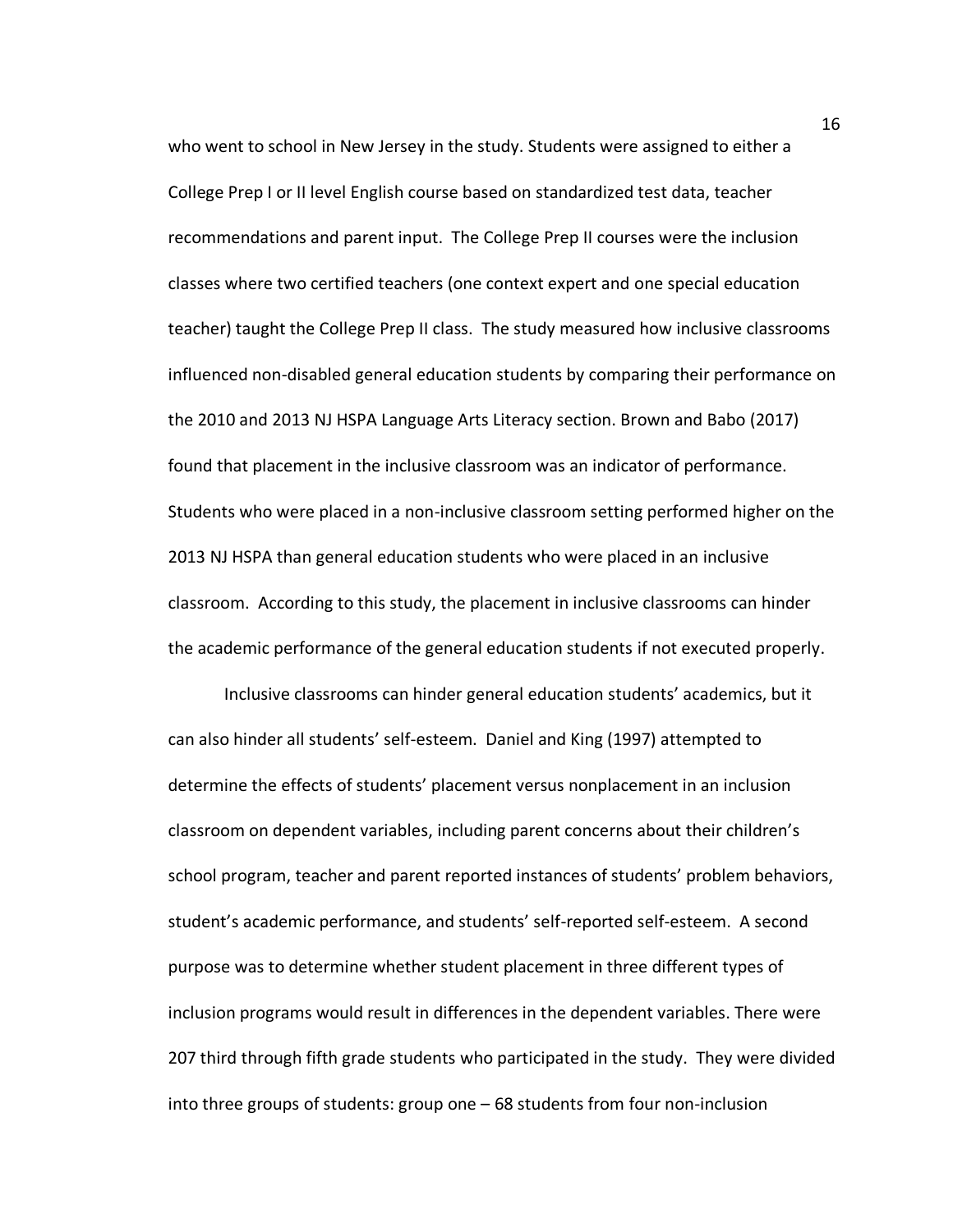who went to school in New Jersey in the study. Students were assigned to either a College Prep I or II level English course based on standardized test data, teacher recommendations and parent input. The College Prep II courses were the inclusion classes where two certified teachers (one context expert and one special education teacher) taught the College Prep II class. The study measured how inclusive classrooms influenced non-disabled general education students by comparing their performance on the 2010 and 2013 NJ HSPA Language Arts Literacy section. Brown and Babo (2017) found that placement in the inclusive classroom was an indicator of performance. Students who were placed in a non-inclusive classroom setting performed higher on the 2013 NJ HSPA than general education students who were placed in an inclusive classroom. According to this study, the placement in inclusive classrooms can hinder the academic performance of the general education students if not executed properly.

Inclusive classrooms can hinder general education students' academics, but it can also hinder all students' self-esteem. Daniel and King (1997) attempted to determine the effects of students' placement versus nonplacement in an inclusion classroom on dependent variables, including parent concerns about their children's school program, teacher and parent reported instances of students' problem behaviors, student's academic performance, and students' self-reported self-esteem. A second purpose was to determine whether student placement in three different types of inclusion programs would result in differences in the dependent variables. There were 207 third through fifth grade students who participated in the study. They were divided into three groups of students: group one – 68 students from four non-inclusion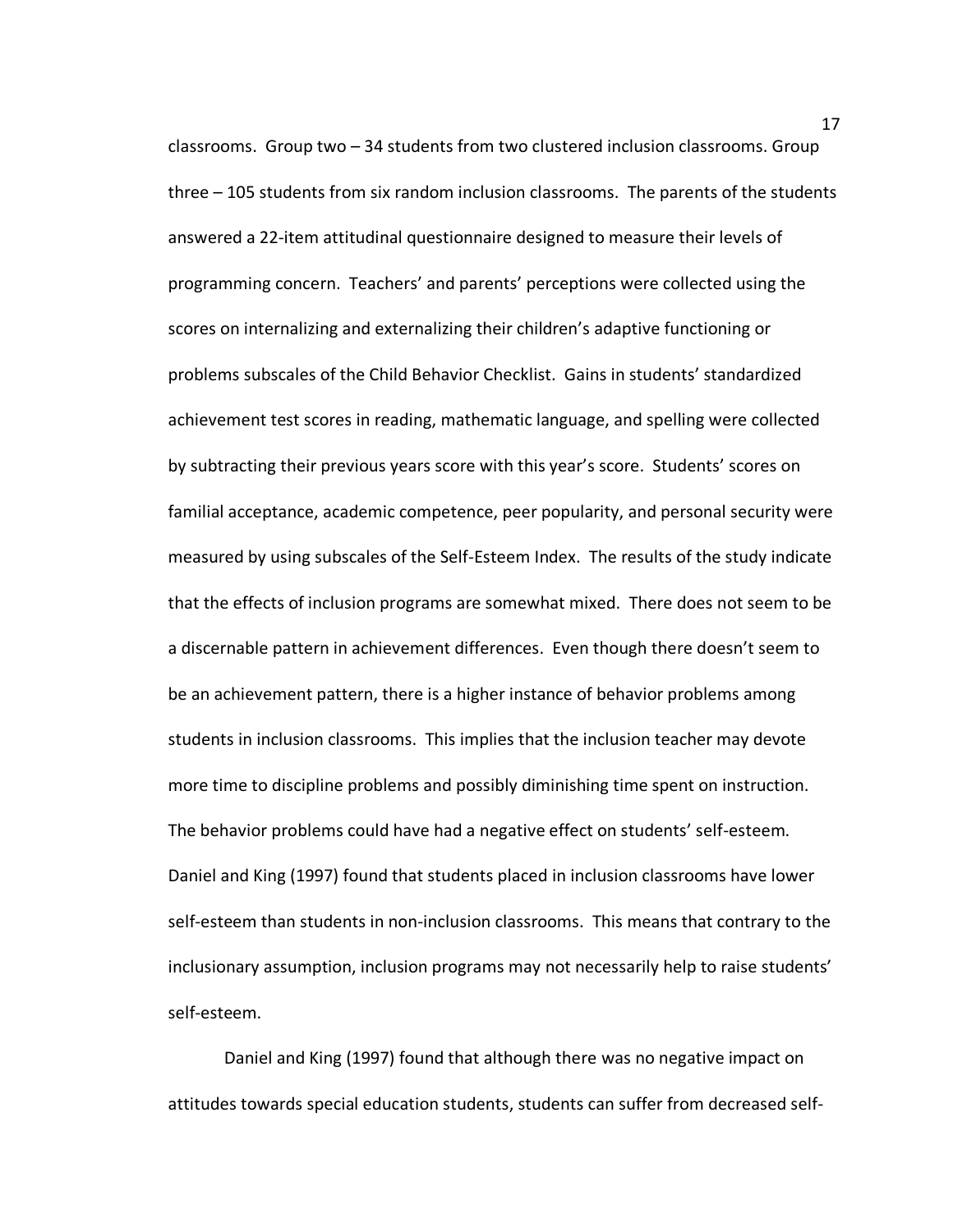classrooms. Group two – 34 students from two clustered inclusion classrooms. Group three – 105 students from six random inclusion classrooms. The parents of the students answered a 22-item attitudinal questionnaire designed to measure their levels of programming concern. Teachers' and parents' perceptions were collected using the scores on internalizing and externalizing their children's adaptive functioning or problems subscales of the Child Behavior Checklist. Gains in students' standardized achievement test scores in reading, mathematic language, and spelling were collected by subtracting their previous years score with this year's score. Students' scores on familial acceptance, academic competence, peer popularity, and personal security were measured by using subscales of the Self-Esteem Index. The results of the study indicate that the effects of inclusion programs are somewhat mixed. There does not seem to be a discernable pattern in achievement differences. Even though there doesn't seem to be an achievement pattern, there is a higher instance of behavior problems among students in inclusion classrooms. This implies that the inclusion teacher may devote more time to discipline problems and possibly diminishing time spent on instruction. The behavior problems could have had a negative effect on students' self-esteem. Daniel and King (1997) found that students placed in inclusion classrooms have lower self-esteem than students in non-inclusion classrooms. This means that contrary to the inclusionary assumption, inclusion programs may not necessarily help to raise students' self-esteem.

Daniel and King (1997) found that although there was no negative impact on attitudes towards special education students, students can suffer from decreased self-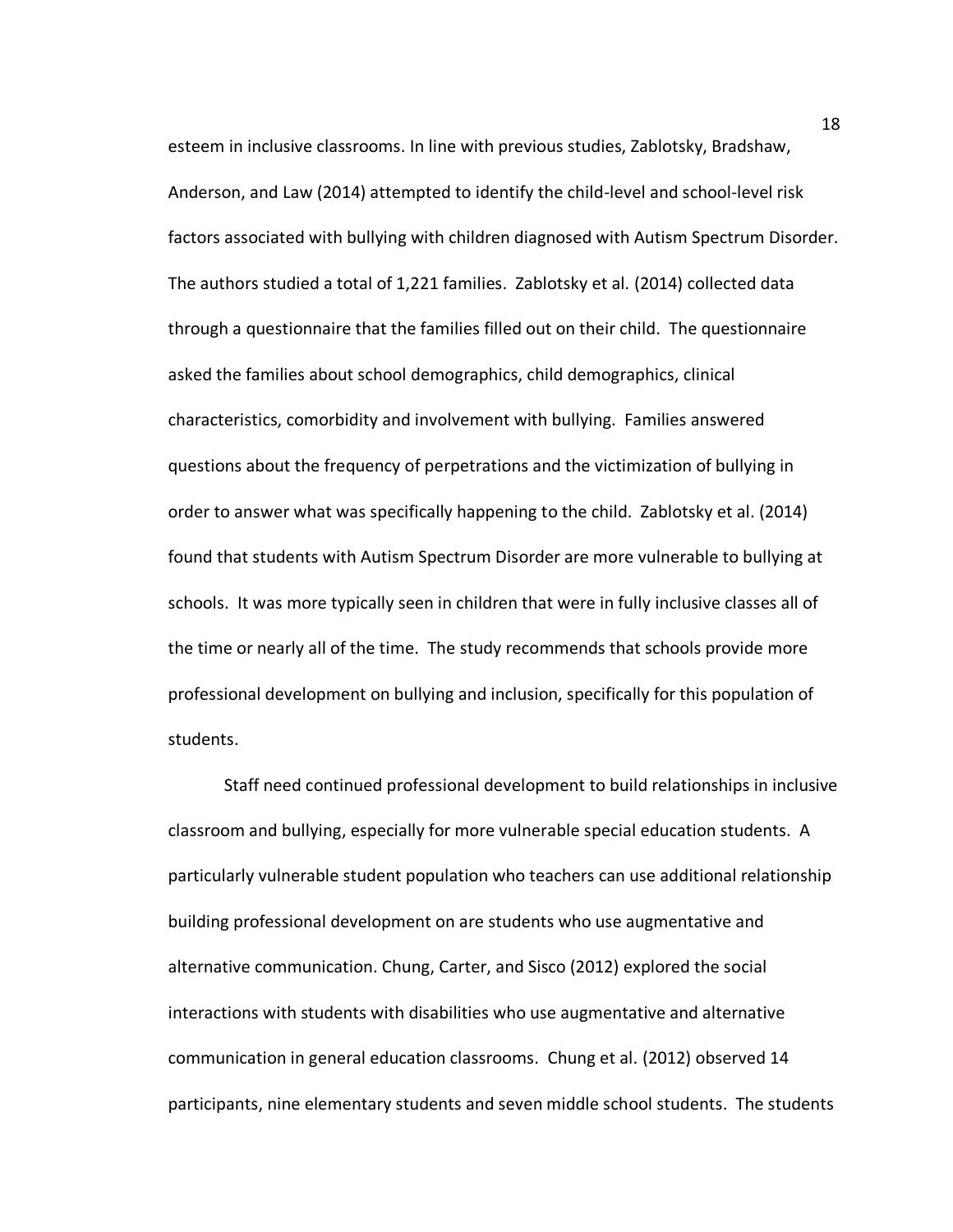esteem in inclusive classrooms. In line with previous studies, Zablotsky, Bradshaw, Anderson, and Law (2014) attempted to identify the child-level and school-level risk factors associated with bullying with children diagnosed with Autism Spectrum Disorder. The authors studied a total of 1,221 families. Zablotsky et al. (2014) collected data through a questionnaire that the families filled out on their child. The questionnaire asked the families about school demographics, child demographics, clinical characteristics, comorbidity and involvement with bullying. Families answered questions about the frequency of perpetrations and the victimization of bullying in order to answer what was specifically happening to the child. Zablotsky et al. (2014) found that students with Autism Spectrum Disorder are more vulnerable to bullying at schools. It was more typically seen in children that were in fully inclusive classes all of the time or nearly all of the time. The study recommends that schools provide more professional development on bullying and inclusion, specifically for this population of students.

Staff need continued professional development to build relationships in inclusive classroom and bullying, especially for more vulnerable special education students. A particularly vulnerable student population who teachers can use additional relationship building professional development on are students who use augmentative and alternative communication. Chung, Carter, and Sisco (2012) explored the social interactions with students with disabilities who use augmentative and alternative communication in general education classrooms. Chung et al. (2012) observed 14 participants, nine elementary students and seven middle school students. The students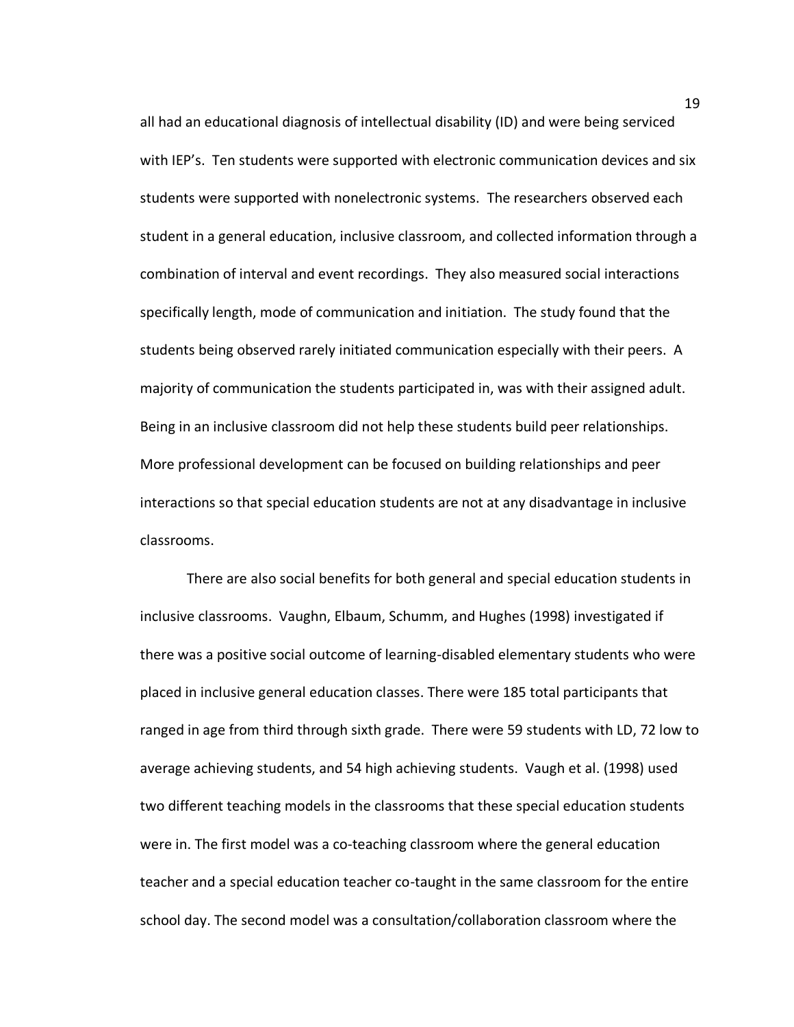all had an educational diagnosis of intellectual disability (ID) and were being serviced with IEP's. Ten students were supported with electronic communication devices and six students were supported with nonelectronic systems. The researchers observed each student in a general education, inclusive classroom, and collected information through a combination of interval and event recordings. They also measured social interactions specifically length, mode of communication and initiation. The study found that the students being observed rarely initiated communication especially with their peers. A majority of communication the students participated in, was with their assigned adult. Being in an inclusive classroom did not help these students build peer relationships. More professional development can be focused on building relationships and peer interactions so that special education students are not at any disadvantage in inclusive classrooms.

There are also social benefits for both general and special education students in inclusive classrooms. Vaughn, Elbaum, Schumm, and Hughes (1998) investigated if there was a positive social outcome of learning-disabled elementary students who were placed in inclusive general education classes. There were 185 total participants that ranged in age from third through sixth grade. There were 59 students with LD, 72 low to average achieving students, and 54 high achieving students. Vaugh et al. (1998) used two different teaching models in the classrooms that these special education students were in. The first model was a co-teaching classroom where the general education teacher and a special education teacher co-taught in the same classroom for the entire school day. The second model was a consultation/collaboration classroom where the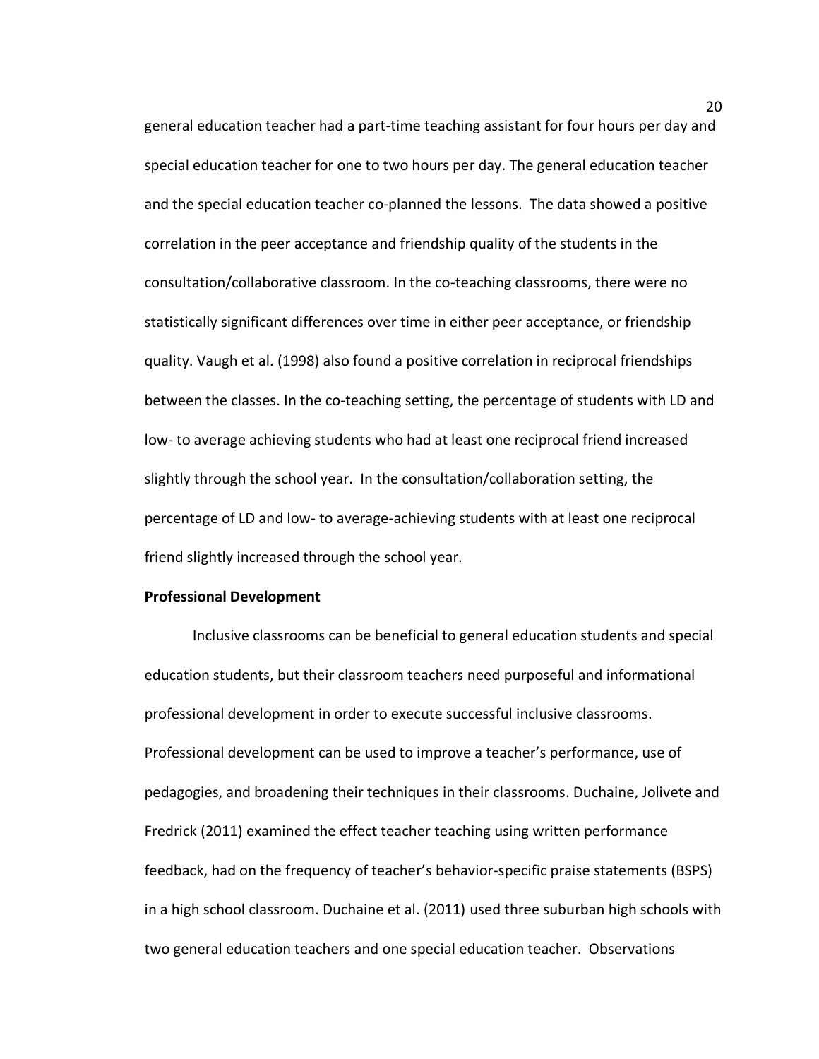general education teacher had a part-time teaching assistant for four hours per day and special education teacher for one to two hours per day. The general education teacher and the special education teacher co-planned the lessons. The data showed a positive correlation in the peer acceptance and friendship quality of the students in the consultation/collaborative classroom. In the co-teaching classrooms, there were no statistically significant differences over time in either peer acceptance, or friendship quality. Vaugh et al. (1998) also found a positive correlation in reciprocal friendships between the classes. In the co-teaching setting, the percentage of students with LD and low- to average achieving students who had at least one reciprocal friend increased slightly through the school year. In the consultation/collaboration setting, the percentage of LD and low- to average-achieving students with at least one reciprocal friend slightly increased through the school year.

**Professional Development**

Inclusive classrooms can be beneficial to general education students and special education students, but their classroom teachers need purposeful and informational professional development in order to execute successful inclusive classrooms. Professional development can be used to improve a teacher's performance, use of pedagogies, and broadening their techniques in their classrooms. Duchaine, Jolivete and Fredrick (2011) examined the effect teacher teaching using written performance feedback, had on the frequency of teacher's behavior-specific praise statements (BSPS) in a high school classroom. Duchaine et al. (2011) used three suburban high schools with two general education teachers and one special education teacher. Observations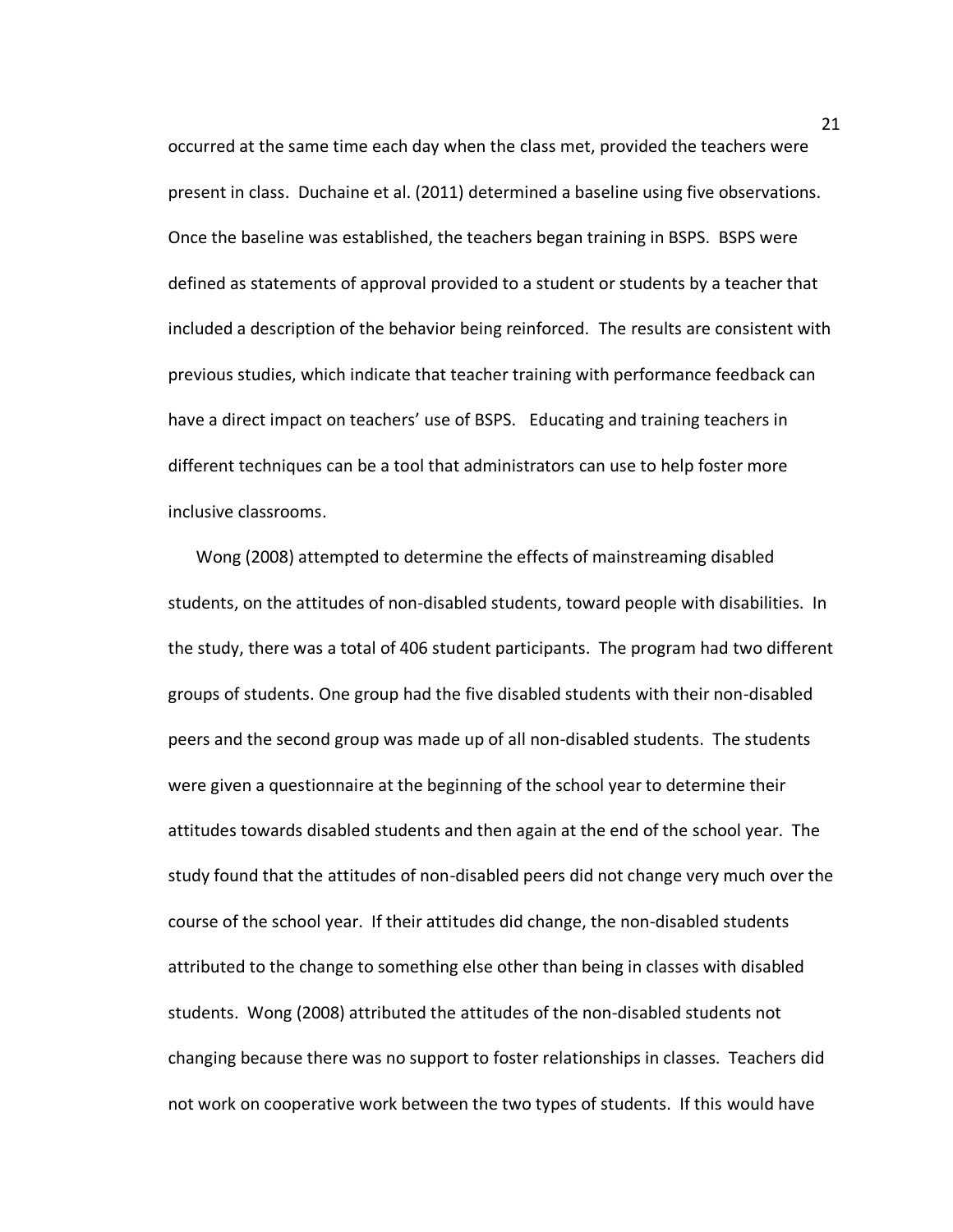occurred at the same time each day when the class met, provided the teachers were present in class. Duchaine et al. (2011) determined a baseline using five observations. Once the baseline was established, the teachers began training in BSPS. BSPS were defined as statements of approval provided to a student or students by a teacher that included a description of the behavior being reinforced. The results are consistent with previous studies, which indicate that teacher training with performance feedback can have a direct impact on teachers' use of BSPS. Educating and training teachers in different techniques can be a tool that administrators can use to help foster more inclusive classrooms.

Wong (2008) attempted to determine the effects of mainstreaming disabled students, on the attitudes of non-disabled students, toward people with disabilities. In the study, there was a total of 406 student participants. The program had two different groups of students. One group had the five disabled students with their non-disabled peers and the second group was made up of all non-disabled students. The students were given a questionnaire at the beginning of the school year to determine their attitudes towards disabled students and then again at the end of the school year. The study found that the attitudes of non-disabled peers did not change very much over the course of the school year. If their attitudes did change, the non-disabled students attributed to the change to something else other than being in classes with disabled students. Wong (2008) attributed the attitudes of the non-disabled students not changing because there was no support to foster relationships in classes. Teachers did not work on cooperative work between the two types of students. If this would have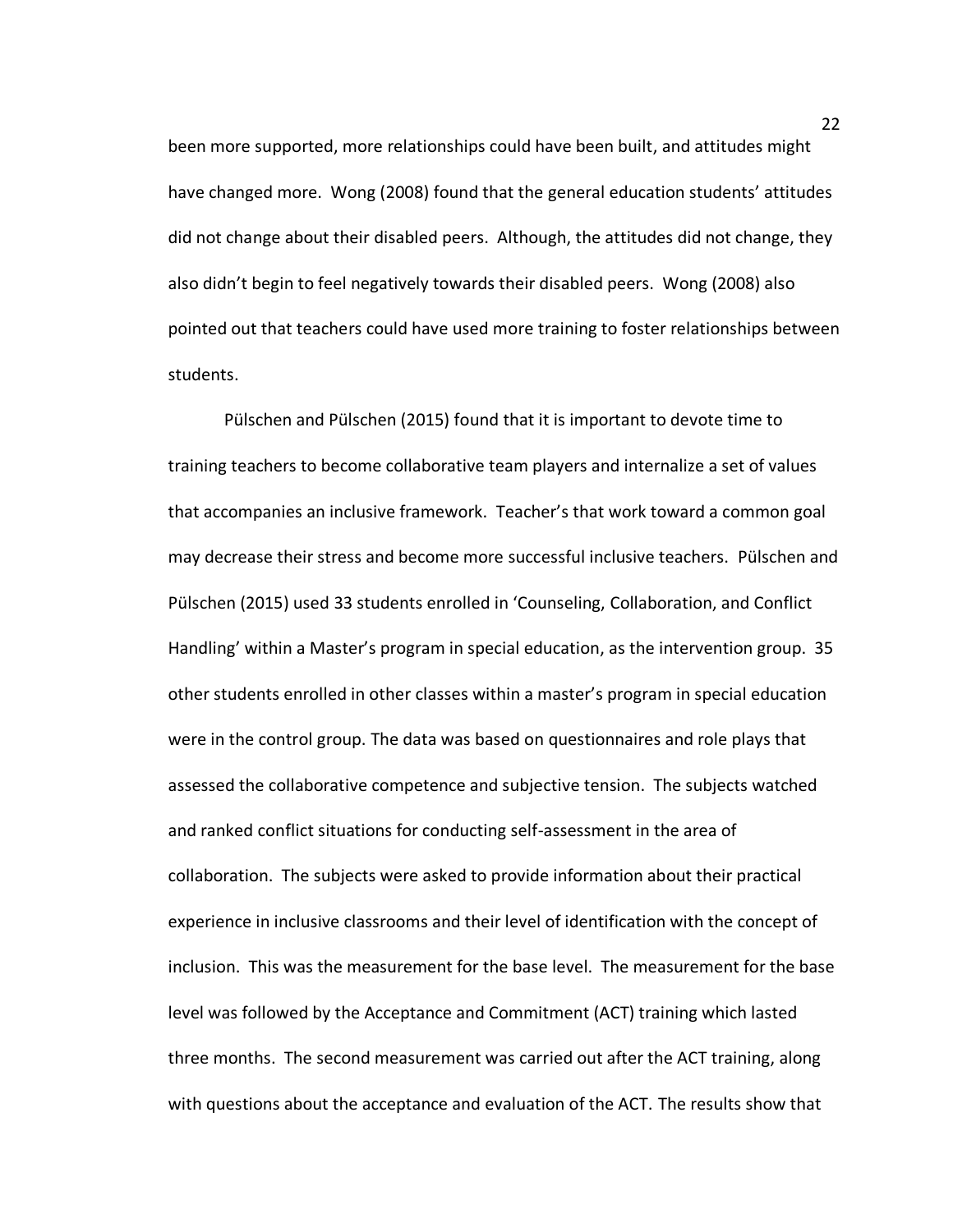been more supported, more relationships could have been built, and attitudes might have changed more. Wong (2008) found that the general education students' attitudes did not change about their disabled peers. Although, the attitudes did not change, they also didn't begin to feel negatively towards their disabled peers. Wong (2008) also pointed out that teachers could have used more training to foster relationships between students.

Pülschen and Pülschen (2015) found that it is important to devote time to training teachers to become collaborative team players and internalize a set of values that accompanies an inclusive framework. Teacher's that work toward a common goal may decrease their stress and become more successful inclusive teachers. Pülschen and Pülschen (2015) used 33 students enrolled in 'Counseling, Collaboration, and Conflict Handling' within a Master's program in special education, as the intervention group. 35 other students enrolled in other classes within a master's program in special education were in the control group. The data was based on questionnaires and role plays that assessed the collaborative competence and subjective tension. The subjects watched and ranked conflict situations for conducting self-assessment in the area of collaboration. The subjects were asked to provide information about their practical experience in inclusive classrooms and their level of identification with the concept of inclusion. This was the measurement for the base level. The measurement for the base level was followed by the Acceptance and Commitment (ACT) training which lasted three months. The second measurement was carried out after the ACT training, along with questions about the acceptance and evaluation of the ACT. The results show that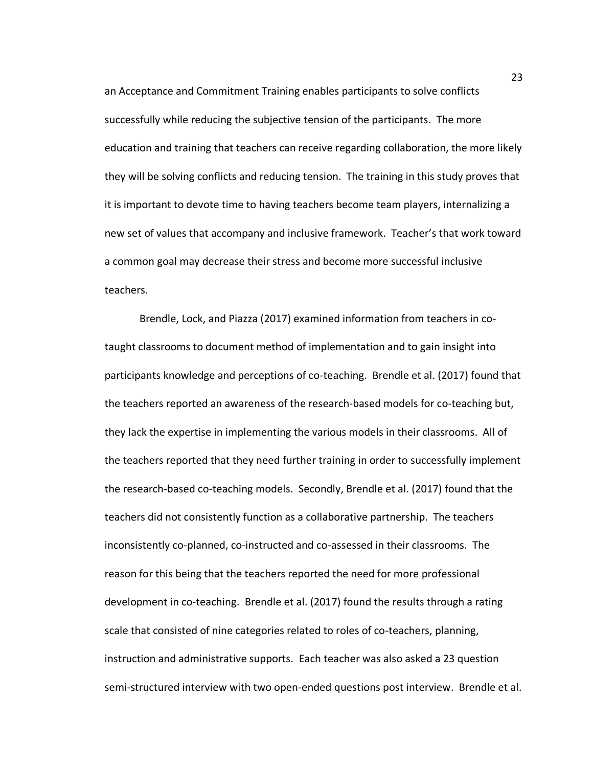an Acceptance and Commitment Training enables participants to solve conflicts successfully while reducing the subjective tension of the participants. The more education and training that teachers can receive regarding collaboration, the more likely they will be solving conflicts and reducing tension. The training in this study proves that it is important to devote time to having teachers become team players, internalizing a new set of values that accompany and inclusive framework. Teacher's that work toward a common goal may decrease their stress and become more successful inclusive teachers.

Brendle, Lock, and Piazza (2017) examined information from teachers in co-taught classrooms to document method of implementation and to gain insight into participants knowledge and perceptions of co-teaching. Brendle et al. (2017) found that the teachers reported an awareness of the research-based models for co-teaching but, they lack the expertise in implementing the various models in their classrooms. All of the teachers reported that they need further training in order to successfully implement the research-based co-teaching models. Secondly, Brendle et al. (2017) found that the teachers did not consistently function as a collaborative partnership. The teachers inconsistently co-planned, co-instructed and co-assessed in their classrooms. The reason for this being that the teachers reported the need for more professional development in co-teaching. Brendle et al. (2017) found the results through a rating scale that consisted of nine categories related to roles of co-teachers, planning, instruction and administrative supports. Each teacher was also asked a 23 question semi-structured interview with two open-ended questions post interview. Brendle et al.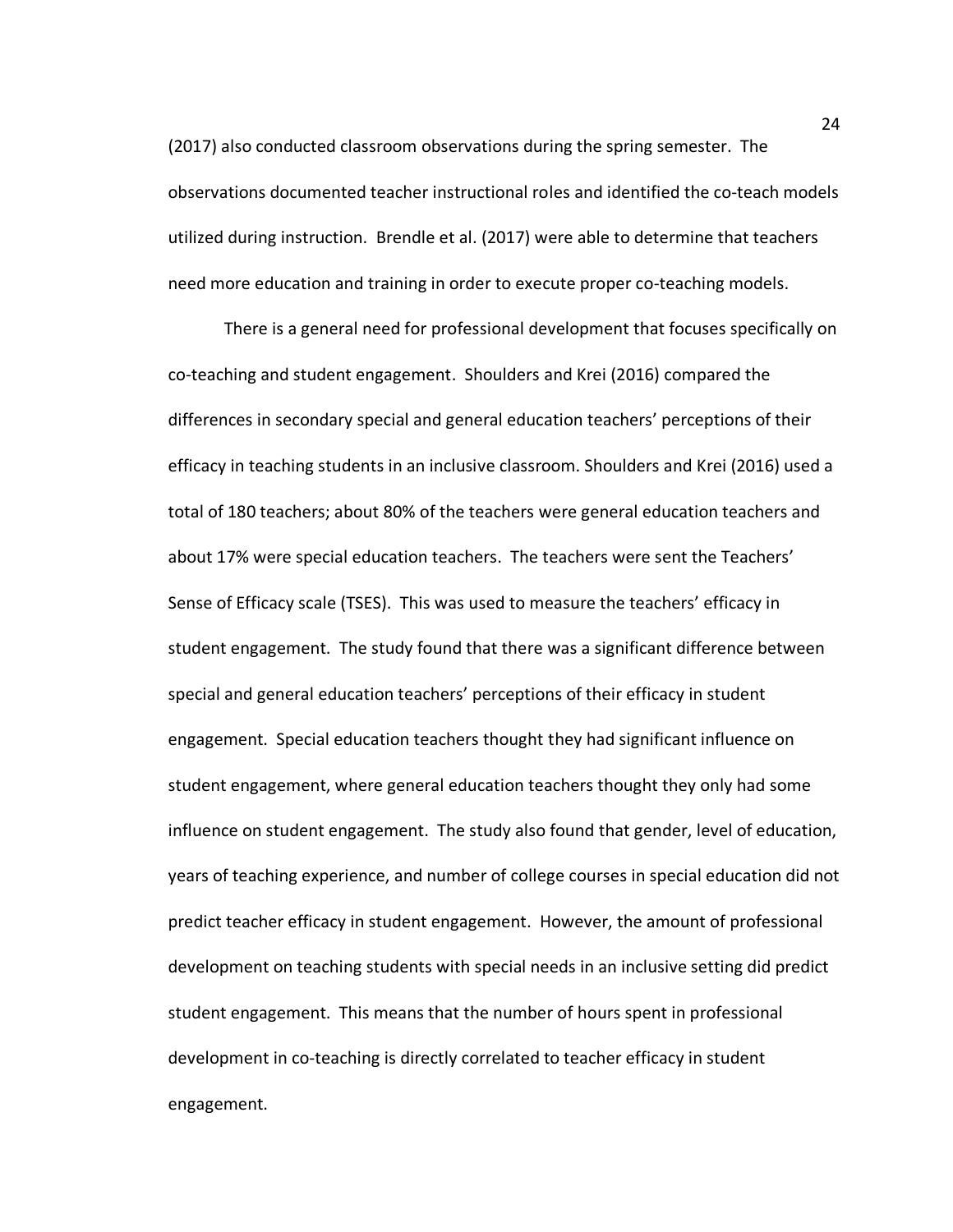(2017) also conducted classroom observations during the spring semester. The observations documented teacher instructional roles and identified the co-teach models utilized during instruction. Brendle et al. (2017) were able to determine that teachers need more education and training in order to execute proper co-teaching models.

There is a general need for professional development that focuses specifically on co-teaching and student engagement. Shoulders and Krei (2016) compared the differences in secondary special and general education teachers' perceptions of their efficacy in teaching students in an inclusive classroom. Shoulders and Krei (2016) used a total of 180 teachers; about 80% of the teachers were general education teachers and about 17% were special education teachers. The teachers were sent the Teachers' Sense of Efficacy scale (TSES). This was used to measure the teachers' efficacy in student engagement. The study found that there was a significant difference between special and general education teachers' perceptions of their efficacy in student engagement. Special education teachers thought they had significant influence on student engagement, where general education teachers thought they only had some influence on student engagement. The study also found that gender, level of education, years of teaching experience, and number of college courses in special education did not predict teacher efficacy in student engagement. However, the amount of professional development on teaching students with special needs in an inclusive setting did predict student engagement. This means that the number of hours spent in professional development in co-teaching is directly correlated to teacher efficacy in student engagement.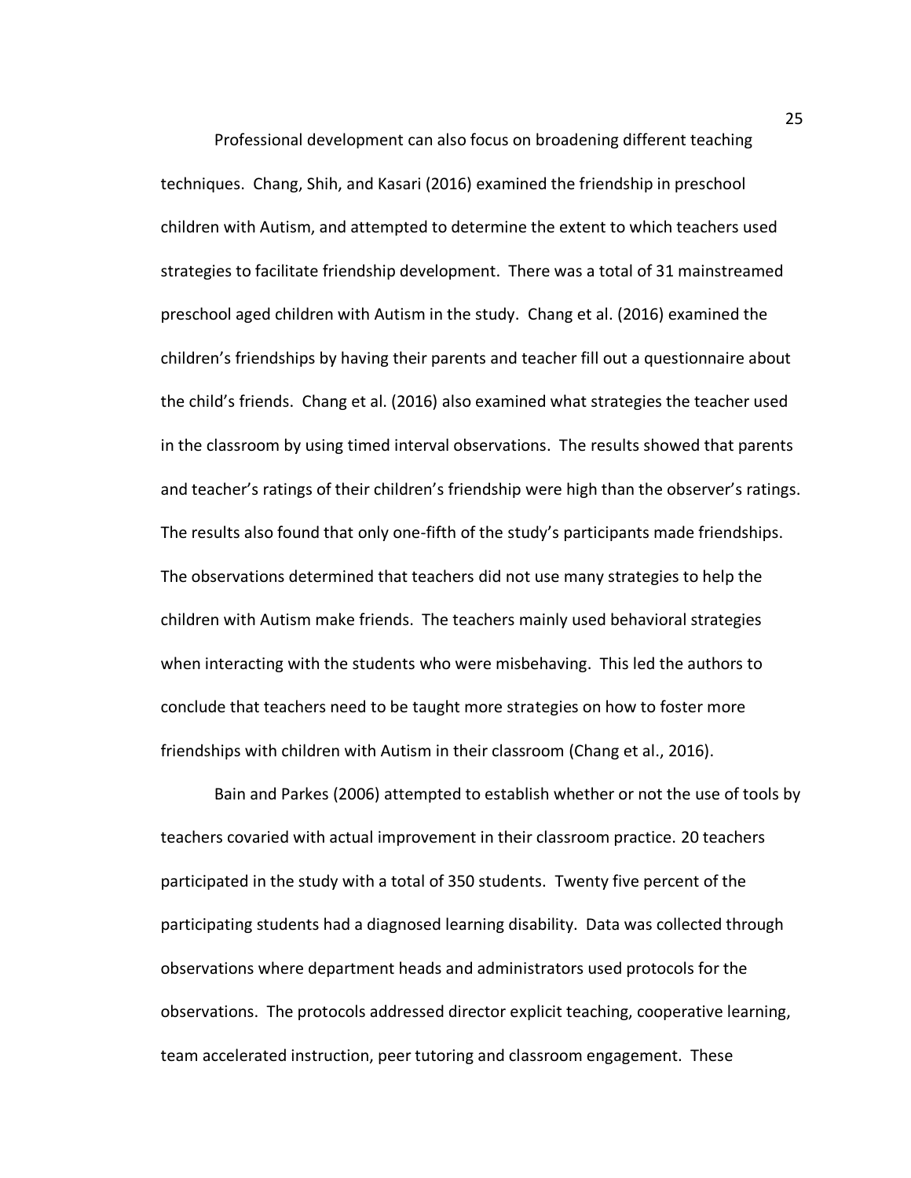Professional development can also focus on broadening different teaching techniques. Chang, Shih, and Kasari (2016) examined the friendship in preschool children with Autism, and attempted to determine the extent to which teachers used strategies to facilitate friendship development. There was a total of 31 mainstreamed preschool aged children with Autism in the study. Chang et al. (2016) examined the children's friendships by having their parents and teacher fill out a questionnaire about the child's friends. Chang et al. (2016) also examined what strategies the teacher used in the classroom by using timed interval observations. The results showed that parents and teacher's ratings of their children's friendship were high than the observer's ratings. The results also found that only one-fifth of the study's participants made friendships. The observations determined that teachers did not use many strategies to help the children with Autism make friends. The teachers mainly used behavioral strategies when interacting with the students who were misbehaving. This led the authors to conclude that teachers need to be taught more strategies on how to foster more friendships with children with Autism in their classroom (Chang et al., 2016).

Bain and Parkes (2006) attempted to establish whether or not the use of tools by teachers covaried with actual improvement in their classroom practice. 20 teachers participated in the study with a total of 350 students. Twenty five percent of the participating students had a diagnosed learning disability. Data was collected through observations where department heads and administrators used protocols for the observations. The protocols addressed director explicit teaching, cooperative learning, team accelerated instruction, peer tutoring and classroom engagement. These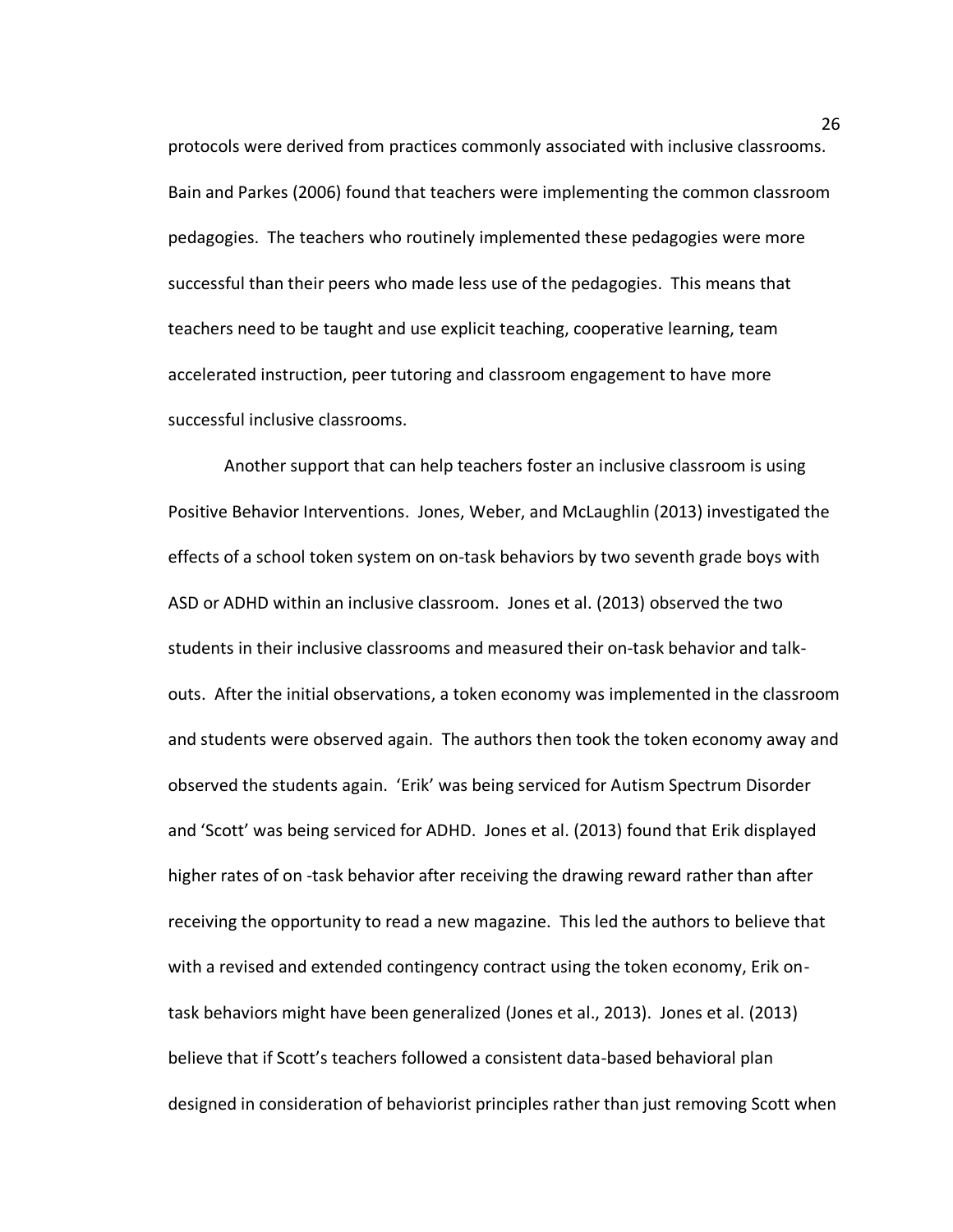protocols were derived from practices commonly associated with inclusive classrooms. Bain and Parkes (2006) found that teachers were implementing the common classroom pedagogies. The teachers who routinely implemented these pedagogies were more successful than their peers who made less use of the pedagogies. This means that teachers need to be taught and use explicit teaching, cooperative learning, team accelerated instruction, peer tutoring and classroom engagement to have more successful inclusive classrooms.

Another support that can help teachers foster an inclusive classroom is using Positive Behavior Interventions. Jones, Weber, and McLaughlin (2013) investigated the effects of a school token system on on-task behaviors by two seventh grade boys with ASD or ADHD within an inclusive classroom. Jones et al. (2013) observed the two students in their inclusive classrooms and measured their on-task behavior and talk-outs. After the initial observations, a token economy was implemented in the classroom and students were observed again. The authors then took the token economy away and observed the students again. 'Erik' was being serviced for Autism Spectrum Disorder and 'Scott' was being serviced for ADHD. Jones et al. (2013) found that Erik displayed higher rates of on -task behavior after receiving the drawing reward rather than after receiving the opportunity to read a new magazine. This led the authors to believe that with a revised and extended contingency contract using the token economy, Erik on-task behaviors might have been generalized (Jones et al., 2013). Jones et al. (2013) believe that if Scott's teachers followed a consistent data-based behavioral plan designed in consideration of behaviorist principles rather than just removing Scott when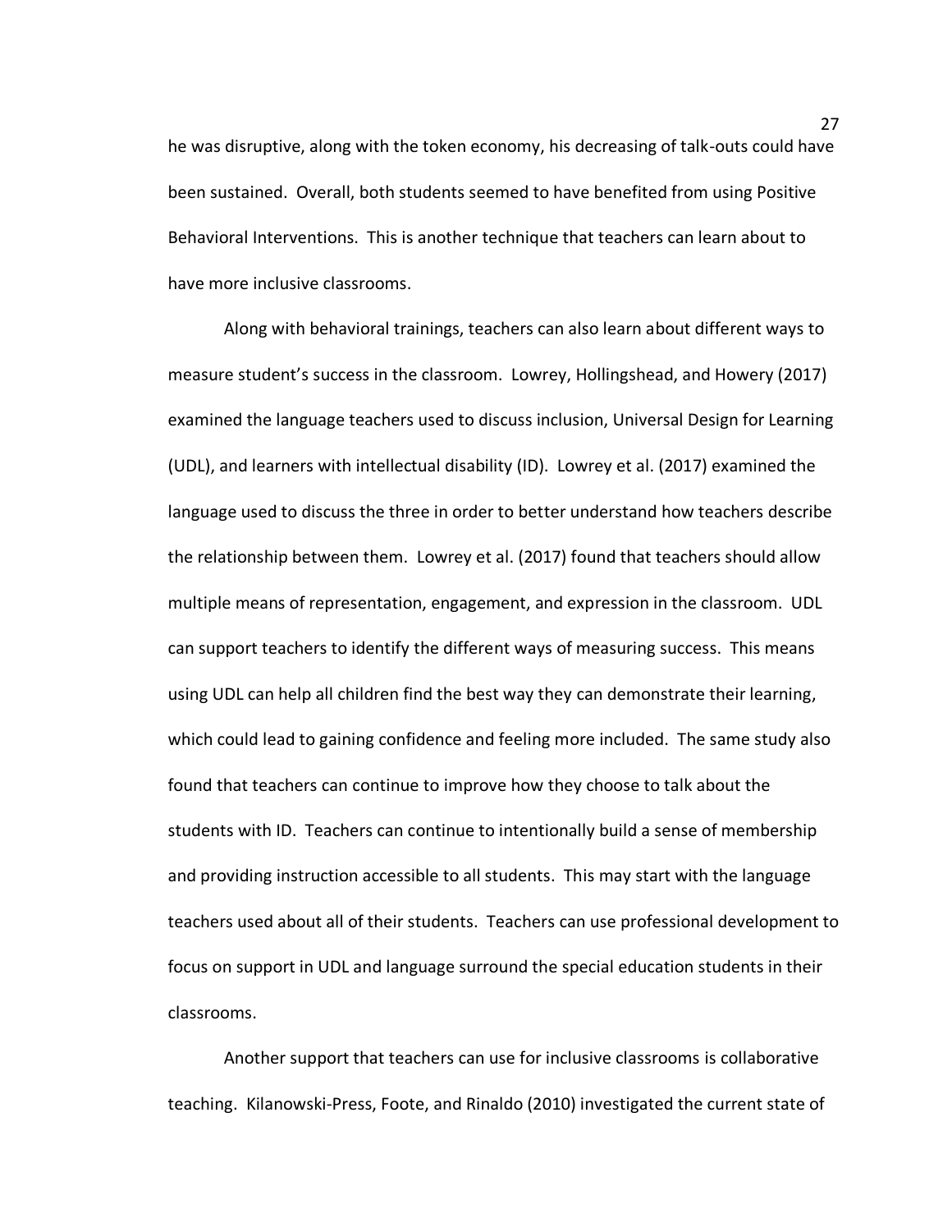he was disruptive, along with the token economy, his decreasing of talk-outs could have been sustained. Overall, both students seemed to have benefited from using Positive Behavioral Interventions. This is another technique that teachers can learn about to have more inclusive classrooms.

Along with behavioral trainings, teachers can also learn about different ways to measure student's success in the classroom. Lowrey, Hollingshead, and Howery (2017) examined the language teachers used to discuss inclusion, Universal Design for Learning (UDL), and learners with intellectual disability (ID). Lowrey et al. (2017) examined the language used to discuss the three in order to better understand how teachers describe the relationship between them. Lowrey et al. (2017) found that teachers should allow multiple means of representation, engagement, and expression in the classroom. UDL can support teachers to identify the different ways of measuring success. This means using UDL can help all children find the best way they can demonstrate their learning, which could lead to gaining confidence and feeling more included. The same study also found that teachers can continue to improve how they choose to talk about the students with ID. Teachers can continue to intentionally build a sense of membership and providing instruction accessible to all students. This may start with the language teachers used about all of their students. Teachers can use professional development to focus on support in UDL and language surround the special education students in their classrooms.

Another support that teachers can use for inclusive classrooms is collaborative teaching. Kilanowski-Press, Foote, and Rinaldo (2010) investigated the current state of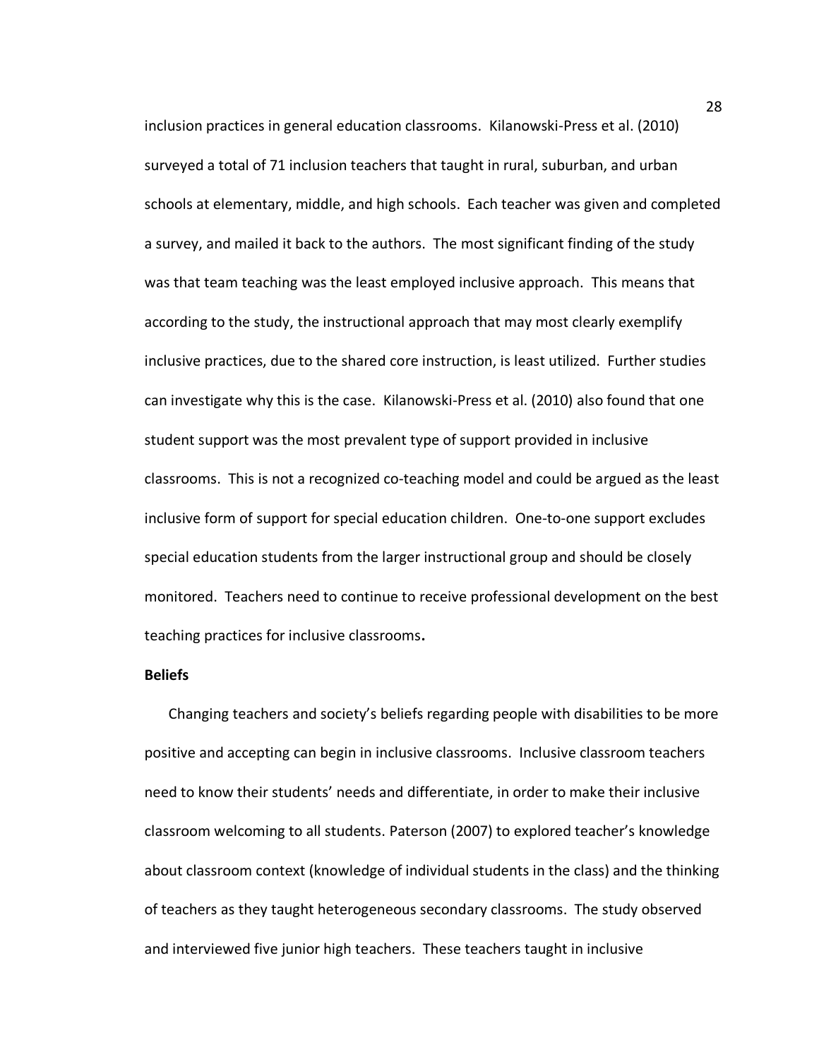inclusion practices in general education classrooms. Kilanowski-Press et al. (2010) surveyed a total of 71 inclusion teachers that taught in rural, suburban, and urban schools at elementary, middle, and high schools. Each teacher was given and completed a survey, and mailed it back to the authors. The most significant finding of the study was that team teaching was the least employed inclusive approach. This means that according to the study, the instructional approach that may most clearly exemplify inclusive practices, due to the shared core instruction, is least utilized. Further studies can investigate why this is the case. Kilanowski-Press et al. (2010) also found that one student support was the most prevalent type of support provided in inclusive classrooms. This is not a recognized co-teaching model and could be argued as the least inclusive form of support for special education children. One-to-one support excludes special education students from the larger instructional group and should be closely monitored. Teachers need to continue to receive professional development on the best teaching practices for inclusive classrooms**.**

**Beliefs**

Changing teachers and society's beliefs regarding people with disabilities to be more positive and accepting can begin in inclusive classrooms. Inclusive classroom teachers need to know their students' needs and differentiate, in order to make their inclusive classroom welcoming to all students. Paterson (2007) to explored teacher's knowledge about classroom context (knowledge of individual students in the class) and the thinking of teachers as they taught heterogeneous secondary classrooms. The study observed and interviewed five junior high teachers. These teachers taught in inclusive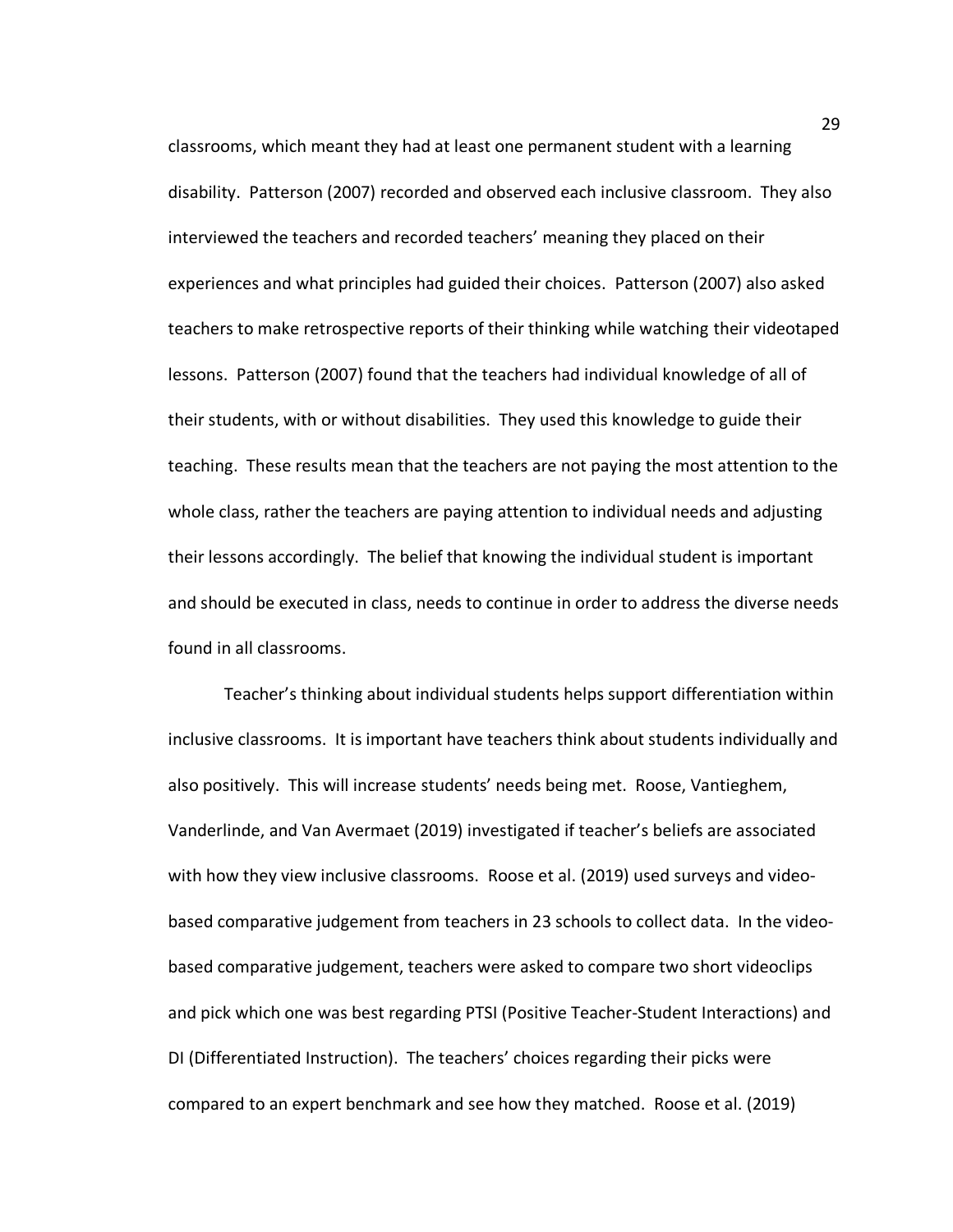classrooms, which meant they had at least one permanent student with a learning disability. Patterson (2007) recorded and observed each inclusive classroom. They also interviewed the teachers and recorded teachers' meaning they placed on their experiences and what principles had guided their choices. Patterson (2007) also asked teachers to make retrospective reports of their thinking while watching their videotaped lessons. Patterson (2007) found that the teachers had individual knowledge of all of their students, with or without disabilities. They used this knowledge to guide their teaching. These results mean that the teachers are not paying the most attention to the whole class, rather the teachers are paying attention to individual needs and adjusting their lessons accordingly. The belief that knowing the individual student is important and should be executed in class, needs to continue in order to address the diverse needs found in all classrooms.

Teacher's thinking about individual students helps support differentiation within inclusive classrooms. It is important have teachers think about students individually and also positively. This will increase students' needs being met. Roose, Vantieghem, Vanderlinde, and Van Avermaet (2019) investigated if teacher's beliefs are associated with how they view inclusive classrooms. Roose et al. (2019) used surveys and video-based comparative judgement from teachers in 23 schools to collect data. In the video-based comparative judgement, teachers were asked to compare two short videoclips and pick which one was best regarding PTSI (Positive Teacher-Student Interactions) and DI (Differentiated Instruction). The teachers' choices regarding their picks were compared to an expert benchmark and see how they matched. Roose et al. (2019)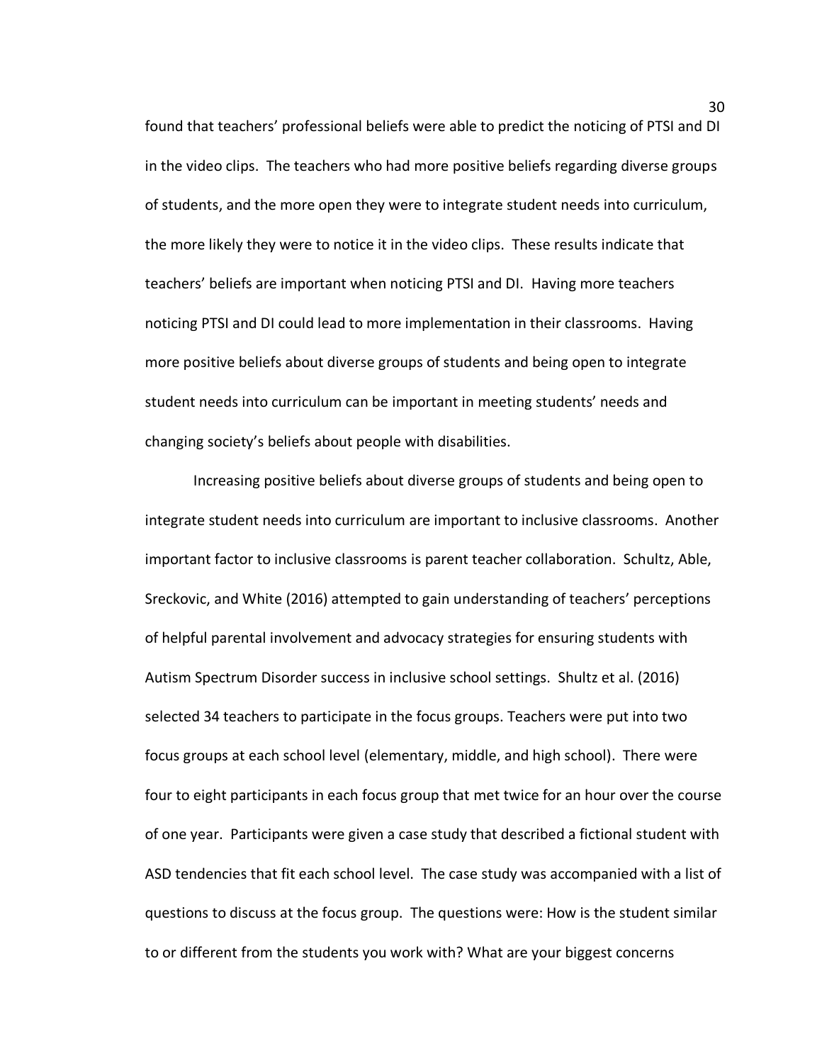found that teachers' professional beliefs were able to predict the noticing of PTSI and DI in the video clips. The teachers who had more positive beliefs regarding diverse groups of students, and the more open they were to integrate student needs into curriculum, the more likely they were to notice it in the video clips. These results indicate that teachers' beliefs are important when noticing PTSI and DI. Having more teachers noticing PTSI and DI could lead to more implementation in their classrooms. Having more positive beliefs about diverse groups of students and being open to integrate student needs into curriculum can be important in meeting students' needs and changing society's beliefs about people with disabilities.

Increasing positive beliefs about diverse groups of students and being open to integrate student needs into curriculum are important to inclusive classrooms. Another important factor to inclusive classrooms is parent teacher collaboration. Schultz, Able, Sreckovic, and White (2016) attempted to gain understanding of teachers' perceptions of helpful parental involvement and advocacy strategies for ensuring students with Autism Spectrum Disorder success in inclusive school settings. Shultz et al. (2016) selected 34 teachers to participate in the focus groups. Teachers were put into two focus groups at each school level (elementary, middle, and high school). There were four to eight participants in each focus group that met twice for an hour over the course of one year. Participants were given a case study that described a fictional student with ASD tendencies that fit each school level. The case study was accompanied with a list of questions to discuss at the focus group. The questions were: How is the student similar to or different from the students you work with? What are your biggest concerns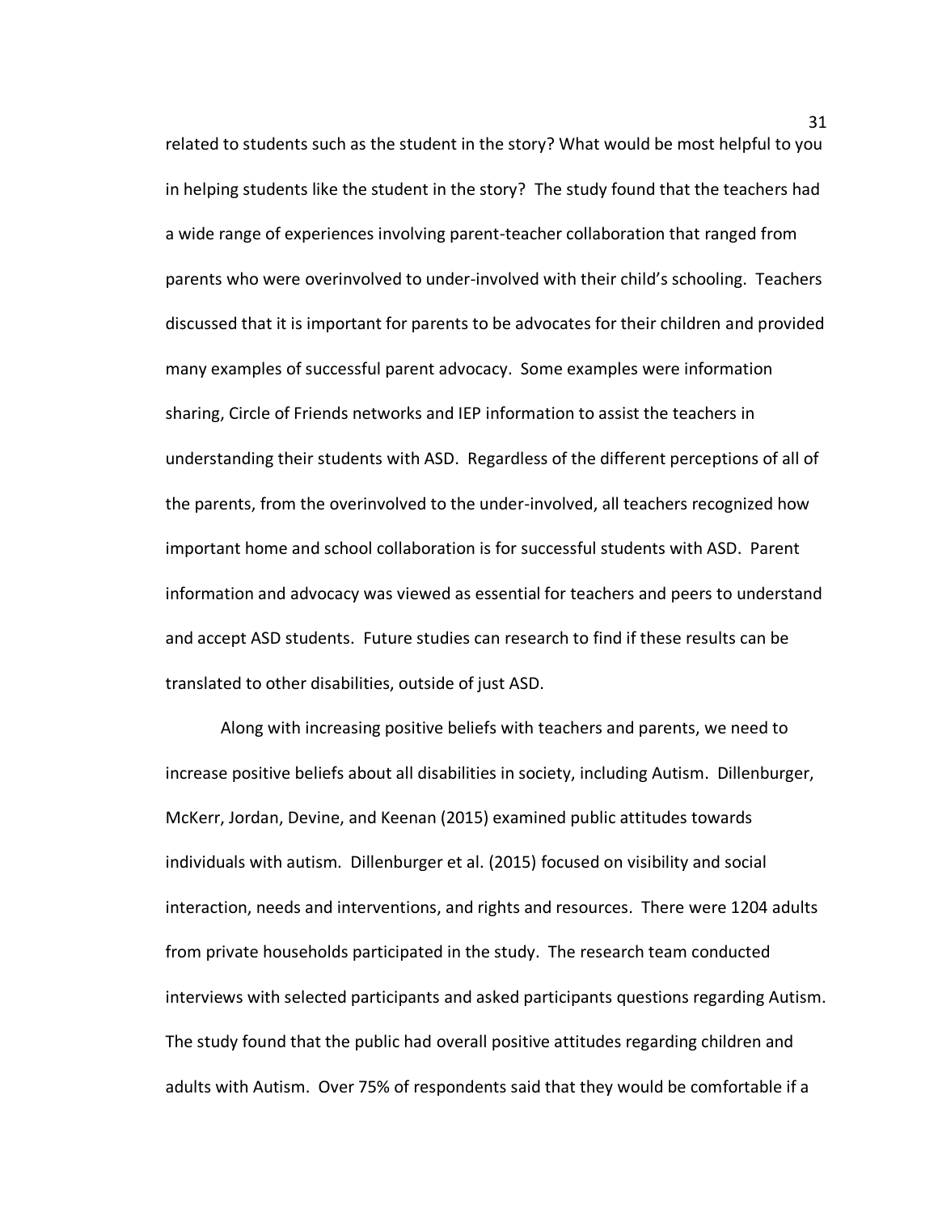related to students such as the student in the story? What would be most helpful to you in helping students like the student in the story? The study found that the teachers had a wide range of experiences involving parent-teacher collaboration that ranged from parents who were overinvolved to under-involved with their child's schooling. Teachers discussed that it is important for parents to be advocates for their children and provided many examples of successful parent advocacy. Some examples were information sharing, Circle of Friends networks and IEP information to assist the teachers in understanding their students with ASD. Regardless of the different perceptions of all of the parents, from the overinvolved to the under-involved, all teachers recognized how important home and school collaboration is for successful students with ASD. Parent information and advocacy was viewed as essential for teachers and peers to understand and accept ASD students. Future studies can research to find if these results can be translated to other disabilities, outside of just ASD.

Along with increasing positive beliefs with teachers and parents, we need to increase positive beliefs about all disabilities in society, including Autism. Dillenburger, McKerr, Jordan, Devine, and Keenan (2015) examined public attitudes towards individuals with autism. Dillenburger et al. (2015) focused on visibility and social interaction, needs and interventions, and rights and resources. There were 1204 adults from private households participated in the study. The research team conducted interviews with selected participants and asked participants questions regarding Autism. The study found that the public had overall positive attitudes regarding children and adults with Autism. Over 75% of respondents said that they would be comfortable if a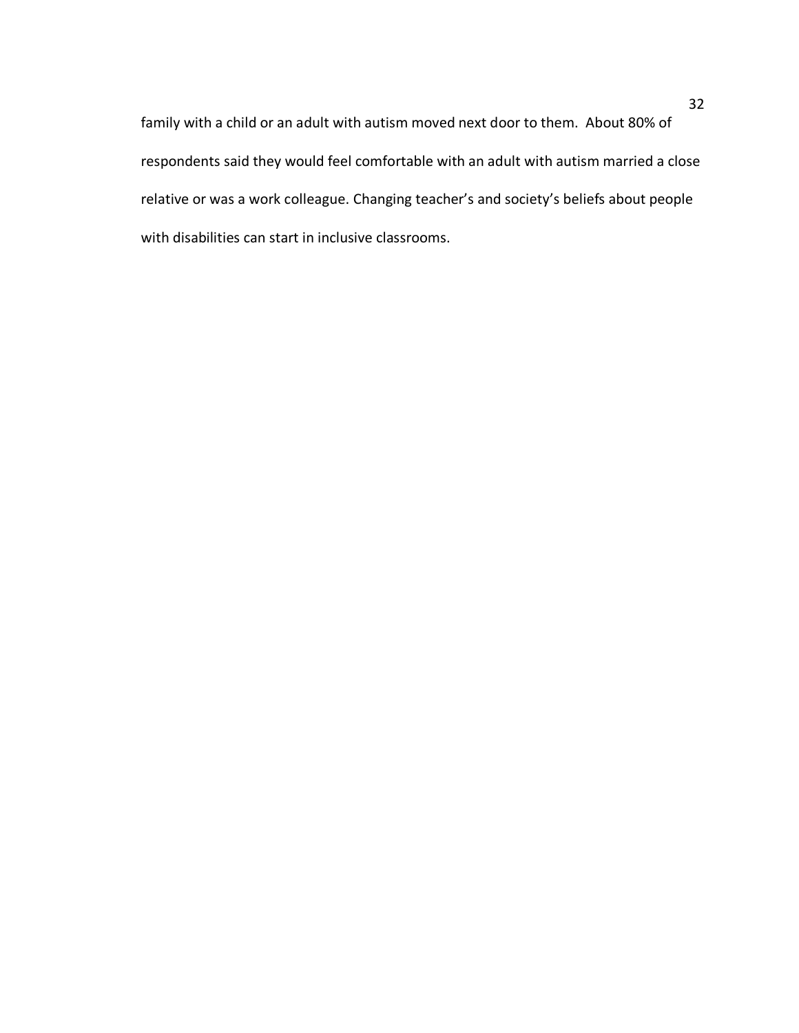family with a child or an adult with autism moved next door to them. About 80% of respondents said they would feel comfortable with an adult with autism married a close relative or was a work colleague. Changing teacher's and society's beliefs about people with disabilities can start in inclusive classrooms.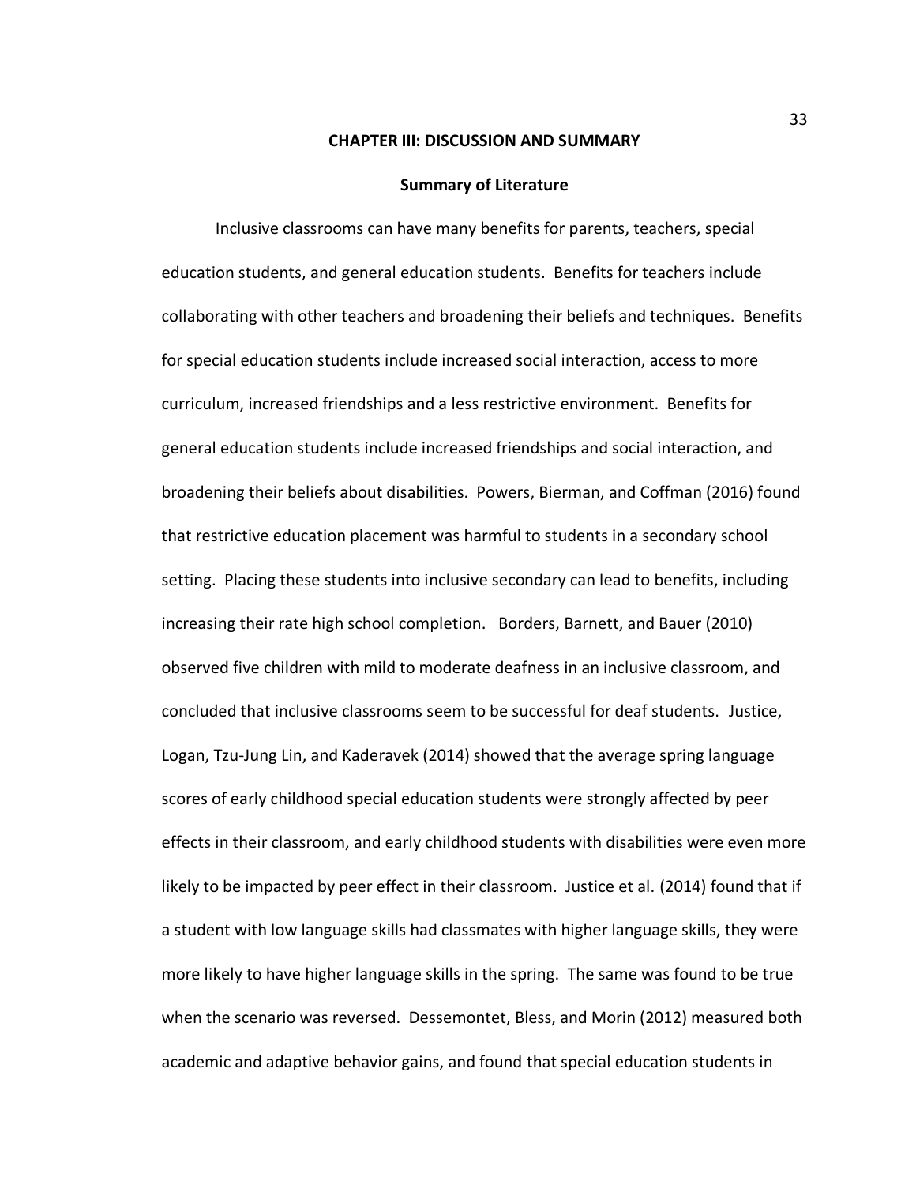## CHAPTER III: DISCUSSION AND SUMMARY

### Summary of Literature

Inclusive classrooms can have many benefits for parents, teachers, special education students, and general education students. Benefits for teachers include collaborating with other teachers and broadening their beliefs and techniques. Benefits for special education students include increased social interaction, access to more curriculum, increased friendships and a less restrictive environment. Benefits for general education students include increased friendships and social interaction, and broadening their beliefs about disabilities. Powers, Bierman, and Coffman (2016) found that restrictive education placement was harmful to students in a secondary school setting. Placing these students into inclusive secondary can lead to benefits, including increasing their rate high school completion. Borders, Barnett, and Bauer (2010) observed five children with mild to moderate deafness in an inclusive classroom, and concluded that inclusive classrooms seem to be successful for deaf students. Justice, Logan, Tzu-Jung Lin, and Kaderavek (2014) showed that the average spring language scores of early childhood special education students were strongly affected by peer effects in their classroom, and early childhood students with disabilities were even more likely to be impacted by peer effect in their classroom. Justice et al. (2014) found that if a student with low language skills had classmates with higher language skills, they were more likely to have higher language skills in the spring. The same was found to be true when the scenario was reversed. Dessemontet, Bless, and Morin (2012) measured both academic and adaptive behavior gains, and found that special education students in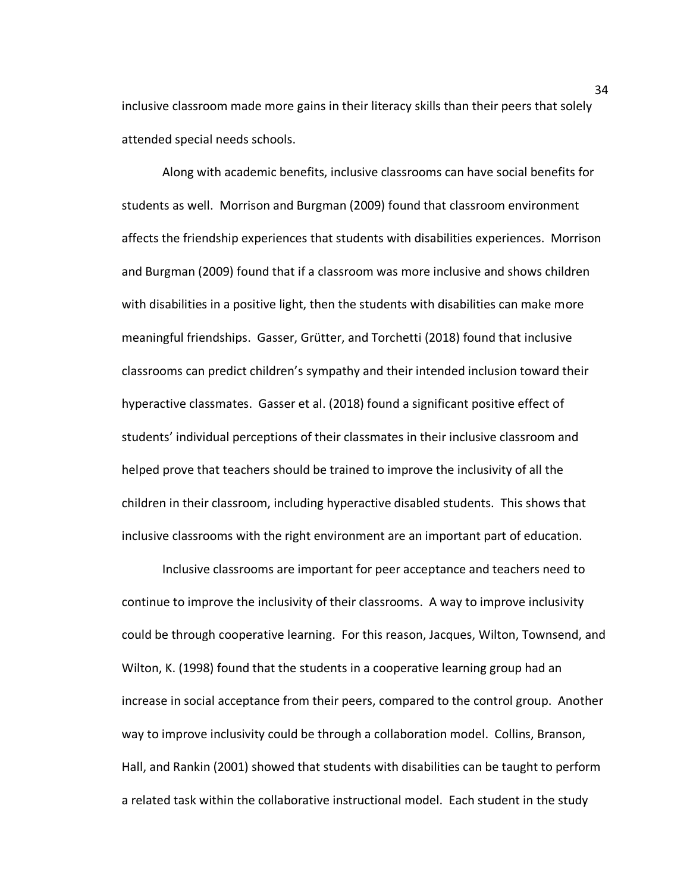inclusive classroom made more gains in their literacy skills than their peers that solely attended special needs schools.

Along with academic benefits, inclusive classrooms can have social benefits for students as well. Morrison and Burgman (2009) found that classroom environment affects the friendship experiences that students with disabilities experiences. Morrison and Burgman (2009) found that if a classroom was more inclusive and shows children with disabilities in a positive light, then the students with disabilities can make more meaningful friendships. Gasser, Grütter, and Torchetti (2018) found that inclusive classrooms can predict children's sympathy and their intended inclusion toward their hyperactive classmates. Gasser et al. (2018) found a significant positive effect of students' individual perceptions of their classmates in their inclusive classroom and helped prove that teachers should be trained to improve the inclusivity of all the children in their classroom, including hyperactive disabled students. This shows that inclusive classrooms with the right environment are an important part of education.

Inclusive classrooms are important for peer acceptance and teachers need to continue to improve the inclusivity of their classrooms. A way to improve inclusivity could be through cooperative learning. For this reason, Jacques, Wilton, Townsend, and Wilton, K. (1998) found that the students in a cooperative learning group had an increase in social acceptance from their peers, compared to the control group. Another way to improve inclusivity could be through a collaboration model. Collins, Branson, Hall, and Rankin (2001) showed that students with disabilities can be taught to perform a related task within the collaborative instructional model. Each student in the study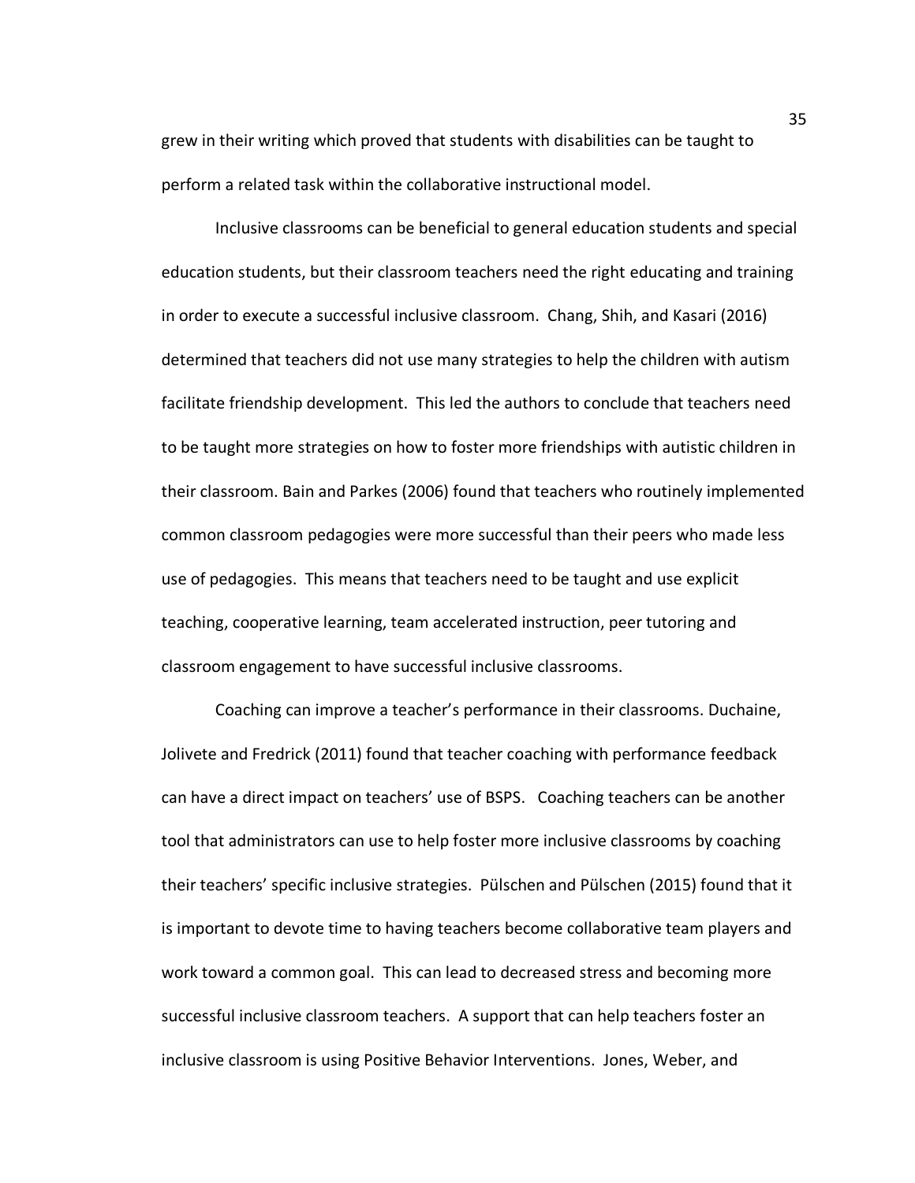grew in their writing which proved that students with disabilities can be taught to perform a related task within the collaborative instructional model.

Inclusive classrooms can be beneficial to general education students and special education students, but their classroom teachers need the right educating and training in order to execute a successful inclusive classroom. Chang, Shih, and Kasari (2016) determined that teachers did not use many strategies to help the children with autism facilitate friendship development. This led the authors to conclude that teachers need to be taught more strategies on how to foster more friendships with autistic children in their classroom. Bain and Parkes (2006) found that teachers who routinely implemented common classroom pedagogies were more successful than their peers who made less use of pedagogies. This means that teachers need to be taught and use explicit teaching, cooperative learning, team accelerated instruction, peer tutoring and classroom engagement to have successful inclusive classrooms.

Coaching can improve a teacher's performance in their classrooms. Duchaine, Jolivete and Fredrick (2011) found that teacher coaching with performance feedback can have a direct impact on teachers' use of BSPS. Coaching teachers can be another tool that administrators can use to help foster more inclusive classrooms by coaching their teachers' specific inclusive strategies. Pülschen and Pülschen (2015) found that it is important to devote time to having teachers become collaborative team players and work toward a common goal. This can lead to decreased stress and becoming more successful inclusive classroom teachers. A support that can help teachers foster an inclusive classroom is using Positive Behavior Interventions. Jones, Weber, and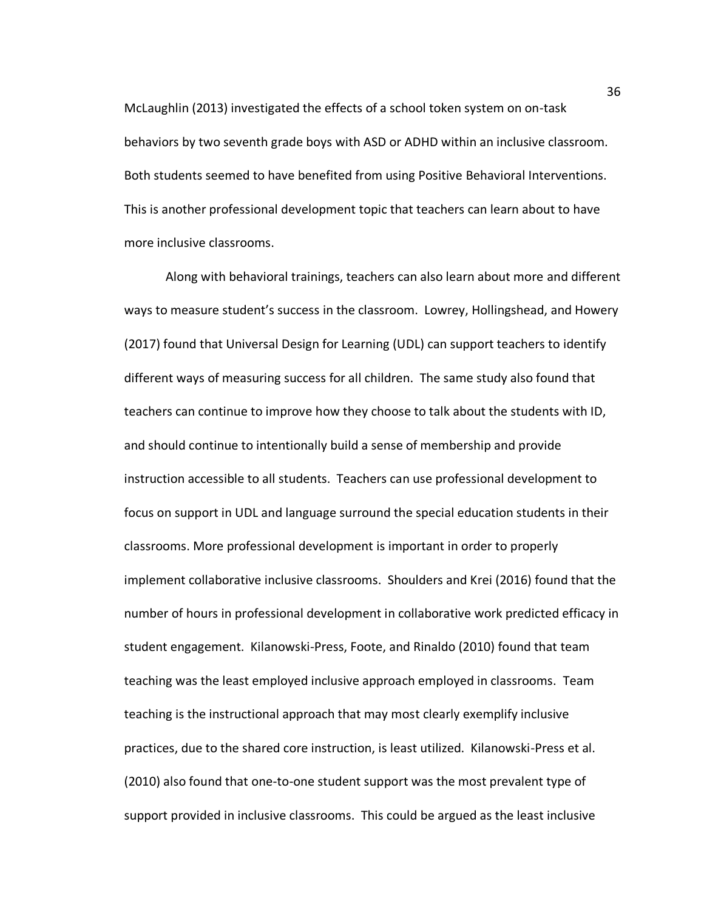McLaughlin (2013) investigated the effects of a school token system on on-task behaviors by two seventh grade boys with ASD or ADHD within an inclusive classroom. Both students seemed to have benefited from using Positive Behavioral Interventions. This is another professional development topic that teachers can learn about to have more inclusive classrooms.

Along with behavioral trainings, teachers can also learn about more and different ways to measure student's success in the classroom. Lowrey, Hollingshead, and Howery (2017) found that Universal Design for Learning (UDL) can support teachers to identify different ways of measuring success for all children. The same study also found that teachers can continue to improve how they choose to talk about the students with ID, and should continue to intentionally build a sense of membership and provide instruction accessible to all students. Teachers can use professional development to focus on support in UDL and language surround the special education students in their classrooms. More professional development is important in order to properly implement collaborative inclusive classrooms. Shoulders and Krei (2016) found that the number of hours in professional development in collaborative work predicted efficacy in student engagement. Kilanowski-Press, Foote, and Rinaldo (2010) found that team teaching was the least employed inclusive approach employed in classrooms. Team teaching is the instructional approach that may most clearly exemplify inclusive practices, due to the shared core instruction, is least utilized. Kilanowski-Press et al. (2010) also found that one-to-one student support was the most prevalent type of support provided in inclusive classrooms. This could be argued as the least inclusive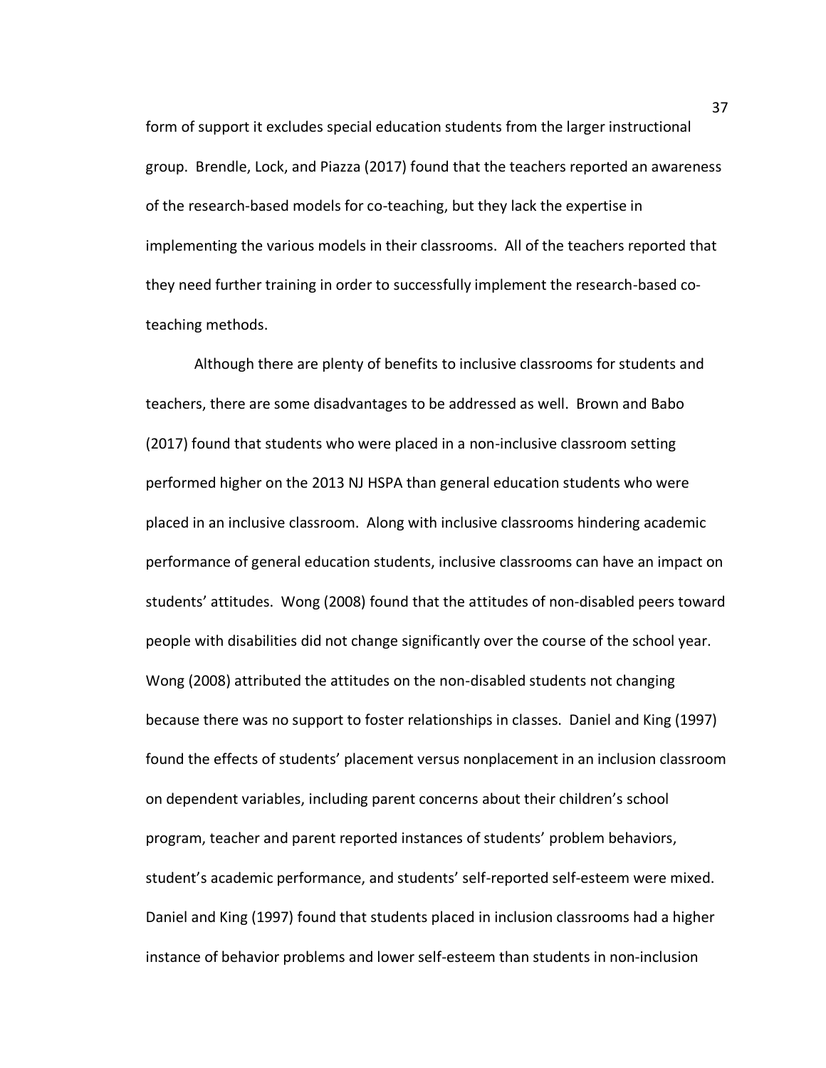form of support it excludes special education students from the larger instructional group. Brendle, Lock, and Piazza (2017) found that the teachers reported an awareness of the research-based models for co-teaching, but they lack the expertise in implementing the various models in their classrooms. All of the teachers reported that they need further training in order to successfully implement the research-based co-teaching methods.

Although there are plenty of benefits to inclusive classrooms for students and teachers, there are some disadvantages to be addressed as well. Brown and Babo (2017) found that students who were placed in a non-inclusive classroom setting performed higher on the 2013 NJ HSPA than general education students who were placed in an inclusive classroom. Along with inclusive classrooms hindering academic performance of general education students, inclusive classrooms can have an impact on students' attitudes. Wong (2008) found that the attitudes of non-disabled peers toward people with disabilities did not change significantly over the course of the school year. Wong (2008) attributed the attitudes on the non-disabled students not changing because there was no support to foster relationships in classes. Daniel and King (1997) found the effects of students' placement versus nonplacement in an inclusion classroom on dependent variables, including parent concerns about their children's school program, teacher and parent reported instances of students' problem behaviors, student's academic performance, and students' self-reported self-esteem were mixed. Daniel and King (1997) found that students placed in inclusion classrooms had a higher instance of behavior problems and lower self-esteem than students in non-inclusion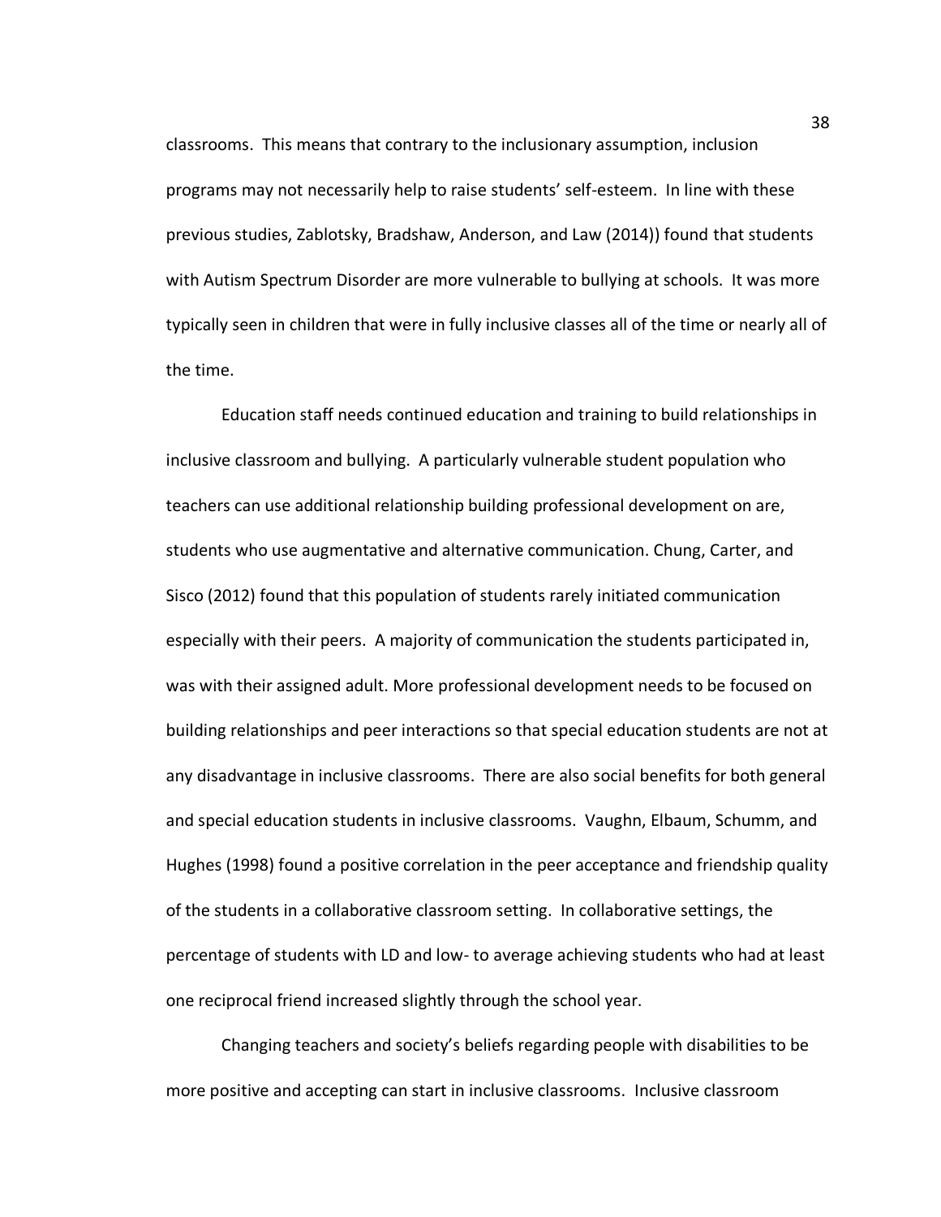classrooms. This means that contrary to the inclusionary assumption, inclusion programs may not necessarily help to raise students' self-esteem. In line with these previous studies, Zablotsky, Bradshaw, Anderson, and Law (2014)) found that students with Autism Spectrum Disorder are more vulnerable to bullying at schools. It was more typically seen in children that were in fully inclusive classes all of the time or nearly all of the time.

Education staff needs continued education and training to build relationships in inclusive classroom and bullying. A particularly vulnerable student population who teachers can use additional relationship building professional development on are, students who use augmentative and alternative communication. Chung, Carter, and Sisco (2012) found that this population of students rarely initiated communication especially with their peers. A majority of communication the students participated in, was with their assigned adult. More professional development needs to be focused on building relationships and peer interactions so that special education students are not at any disadvantage in inclusive classrooms. There are also social benefits for both general and special education students in inclusive classrooms. Vaughn, Elbaum, Schumm, and Hughes (1998) found a positive correlation in the peer acceptance and friendship quality of the students in a collaborative classroom setting. In collaborative settings, the percentage of students with LD and low- to average achieving students who had at least one reciprocal friend increased slightly through the school year.

Changing teachers and society's beliefs regarding people with disabilities to be more positive and accepting can start in inclusive classrooms. Inclusive classroom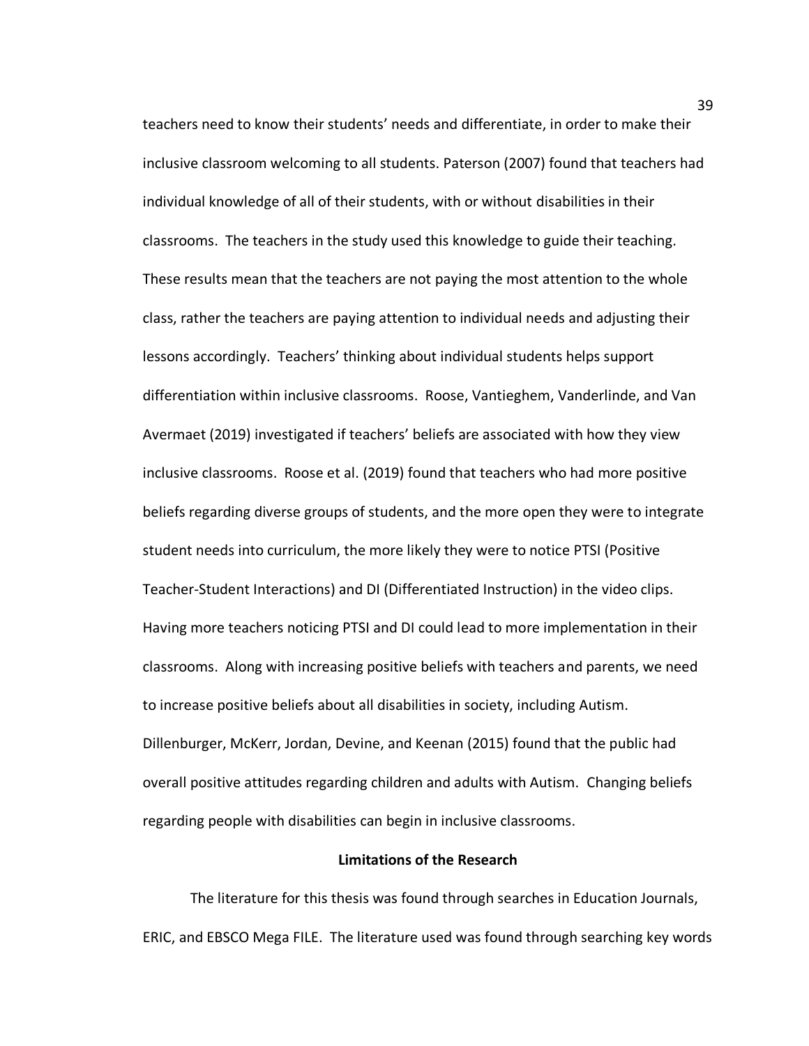teachers need to know their students' needs and differentiate, in order to make their inclusive classroom welcoming to all students. Paterson (2007) found that teachers had individual knowledge of all of their students, with or without disabilities in their classrooms. The teachers in the study used this knowledge to guide their teaching. These results mean that the teachers are not paying the most attention to the whole class, rather the teachers are paying attention to individual needs and adjusting their lessons accordingly. Teachers' thinking about individual students helps support differentiation within inclusive classrooms. Roose, Vantieghem, Vanderlinde, and Van Avermaet (2019) investigated if teachers' beliefs are associated with how they view inclusive classrooms. Roose et al. (2019) found that teachers who had more positive beliefs regarding diverse groups of students, and the more open they were to integrate student needs into curriculum, the more likely they were to notice PTSI (Positive Teacher-Student Interactions) and DI (Differentiated Instruction) in the video clips. Having more teachers noticing PTSI and DI could lead to more implementation in their classrooms. Along with increasing positive beliefs with teachers and parents, we need to increase positive beliefs about all disabilities in society, including Autism. Dillenburger, McKerr, Jordan, Devine, and Keenan (2015) found that the public had overall positive attitudes regarding children and adults with Autism. Changing beliefs regarding people with disabilities can begin in inclusive classrooms.

## Limitations of the Research

The literature for this thesis was found through searches in Education Journals, ERIC, and EBSCO Mega FILE. The literature used was found through searching key words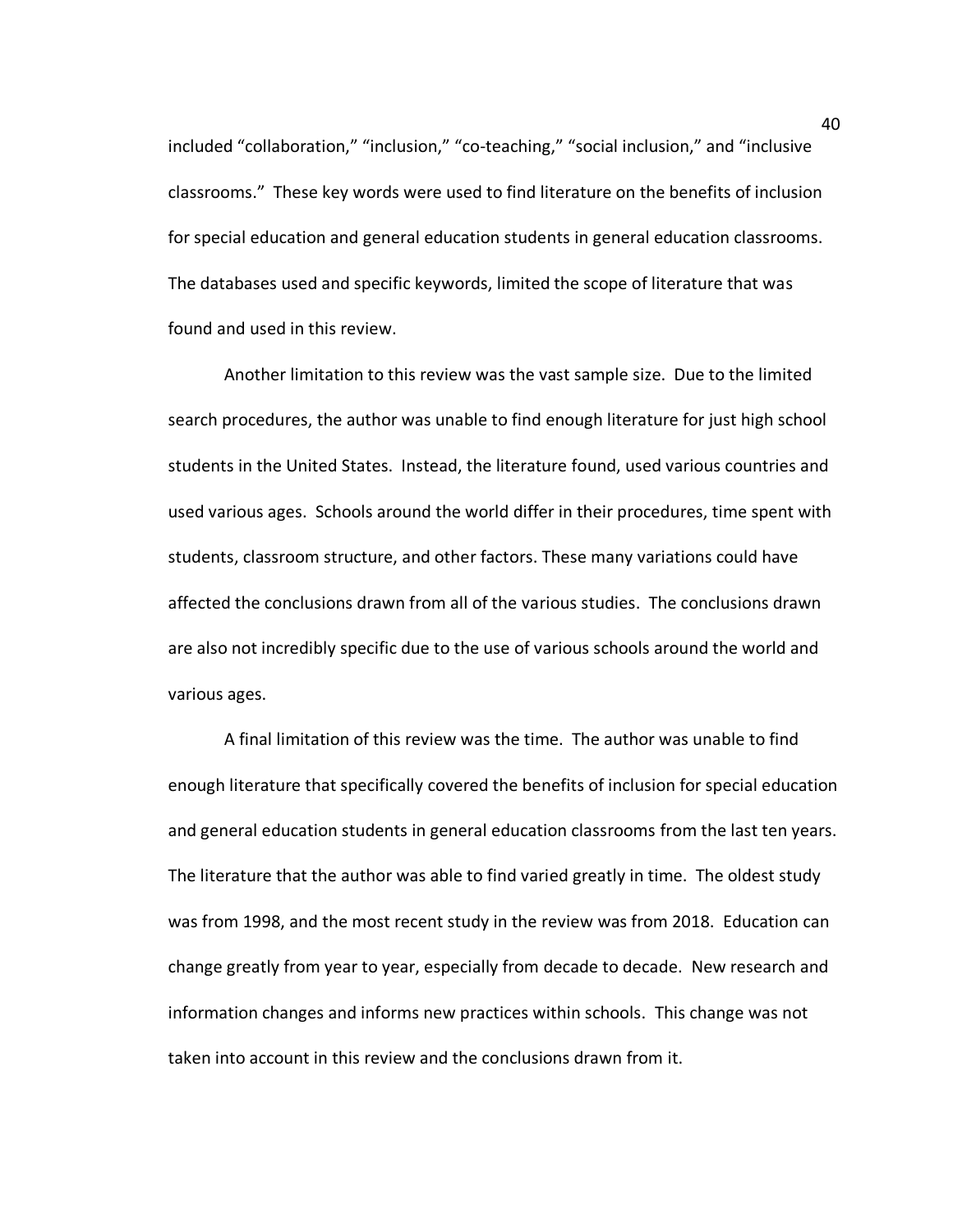included “collaboration,” “inclusion,” “co-teaching,” “social inclusion,” and “inclusive classrooms.” These key words were used to find literature on the benefits of inclusion for special education and general education students in general education classrooms. The databases used and specific keywords, limited the scope of literature that was found and used in this review.

Another limitation to this review was the vast sample size. Due to the limited search procedures, the author was unable to find enough literature for just high school students in the United States. Instead, the literature found, used various countries and used various ages. Schools around the world differ in their procedures, time spent with students, classroom structure, and other factors. These many variations could have affected the conclusions drawn from all of the various studies. The conclusions drawn are also not incredibly specific due to the use of various schools around the world and various ages.

A final limitation of this review was the time. The author was unable to find enough literature that specifically covered the benefits of inclusion for special education and general education students in general education classrooms from the last ten years. The literature that the author was able to find varied greatly in time. The oldest study was from 1998, and the most recent study in the review was from 2018. Education can change greatly from year to year, especially from decade to decade. New research and information changes and informs new practices within schools. This change was not taken into account in this review and the conclusions drawn from it.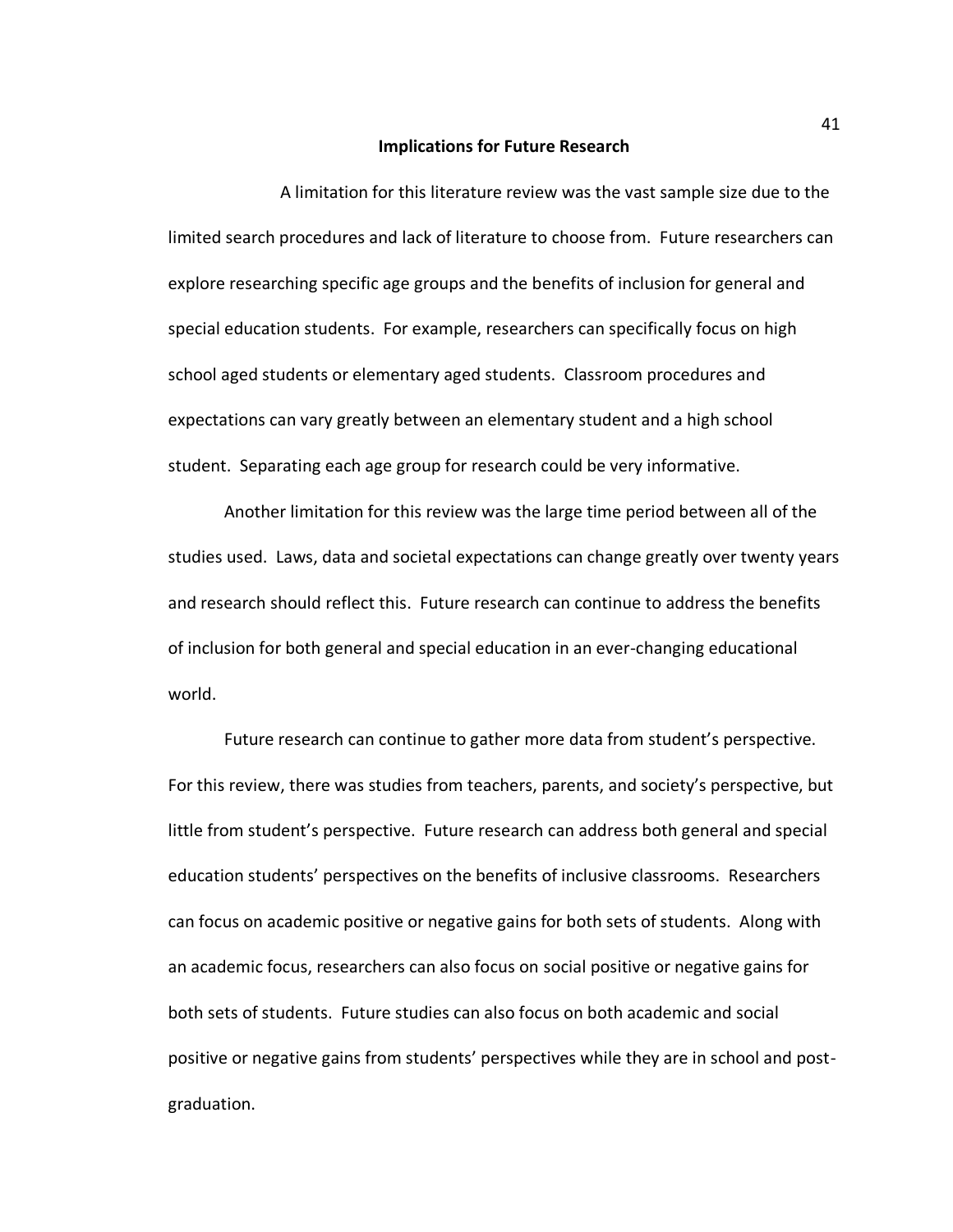## Implications for Future Research

A limitation for this literature review was the vast sample size due to the limited search procedures and lack of literature to choose from. Future researchers can explore researching specific age groups and the benefits of inclusion for general and special education students. For example, researchers can specifically focus on high school aged students or elementary aged students. Classroom procedures and expectations can vary greatly between an elementary student and a high school student. Separating each age group for research could be very informative.

Another limitation for this review was the large time period between all of the studies used. Laws, data and societal expectations can change greatly over twenty years and research should reflect this. Future research can continue to address the benefits of inclusion for both general and special education in an ever-changing educational world.

Future research can continue to gather more data from student's perspective. For this review, there was studies from teachers, parents, and society's perspective, but little from student's perspective. Future research can address both general and special education students' perspectives on the benefits of inclusive classrooms. Researchers can focus on academic positive or negative gains for both sets of students. Along with an academic focus, researchers can also focus on social positive or negative gains for both sets of students. Future studies can also focus on both academic and social positive or negative gains from students' perspectives while they are in school and post-graduation.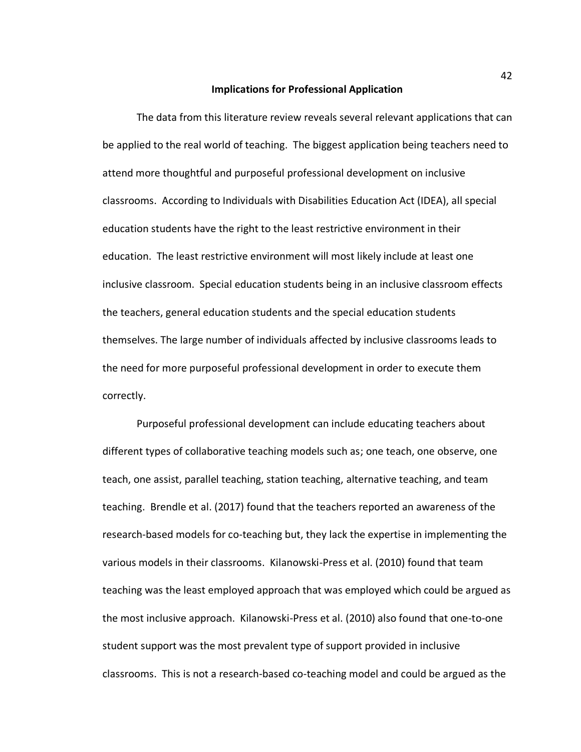## Implications for Professional Application

The data from this literature review reveals several relevant applications that can be applied to the real world of teaching. The biggest application being teachers need to attend more thoughtful and purposeful professional development on inclusive classrooms. According to Individuals with Disabilities Education Act (IDEA), all special education students have the right to the least restrictive environment in their education. The least restrictive environment will most likely include at least one inclusive classroom. Special education students being in an inclusive classroom effects the teachers, general education students and the special education students themselves. The large number of individuals affected by inclusive classrooms leads to the need for more purposeful professional development in order to execute them correctly.

Purposeful professional development can include educating teachers about different types of collaborative teaching models such as; one teach, one observe, one teach, one assist, parallel teaching, station teaching, alternative teaching, and team teaching. Brendle et al. (2017) found that the teachers reported an awareness of the research-based models for co-teaching but, they lack the expertise in implementing the various models in their classrooms. Kilanowski-Press et al. (2010) found that team teaching was the least employed approach that was employed which could be argued as the most inclusive approach. Kilanowski-Press et al. (2010) also found that one-to-one student support was the most prevalent type of support provided in inclusive classrooms. This is not a research-based co-teaching model and could be argued as the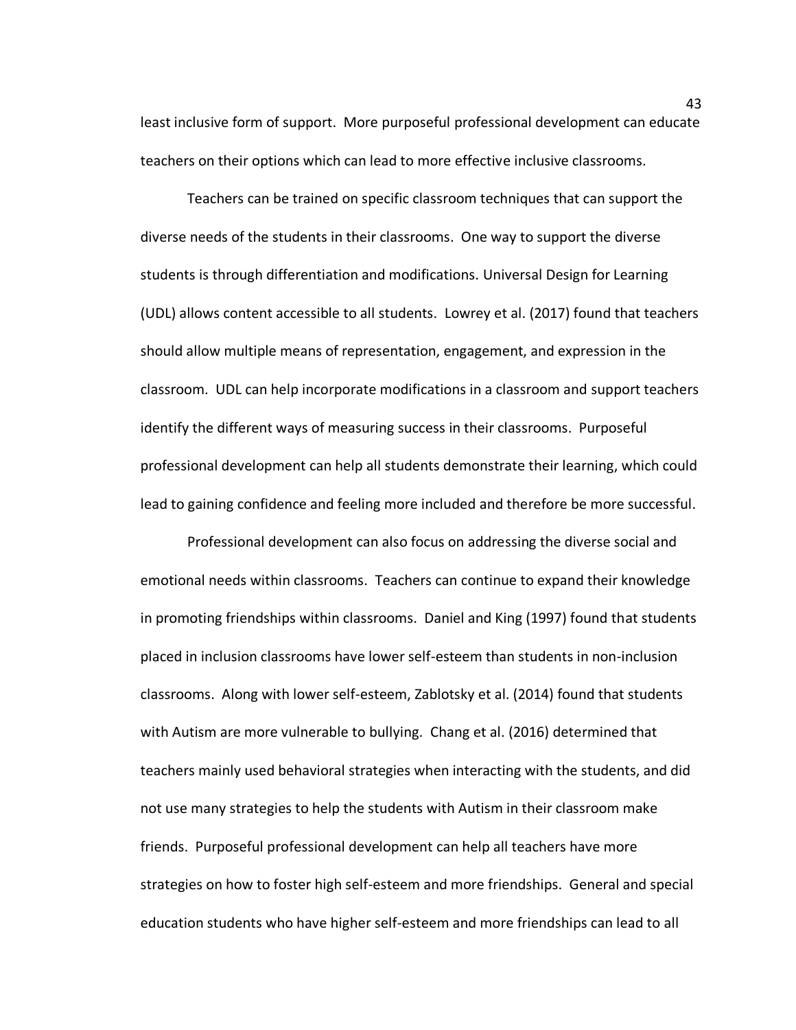least inclusive form of support. More purposeful professional development can educate teachers on their options which can lead to more effective inclusive classrooms.

Teachers can be trained on specific classroom techniques that can support the diverse needs of the students in their classrooms. One way to support the diverse students is through differentiation and modifications. Universal Design for Learning (UDL) allows content accessible to all students. Lowrey et al. (2017) found that teachers should allow multiple means of representation, engagement, and expression in the classroom. UDL can help incorporate modifications in a classroom and support teachers identify the different ways of measuring success in their classrooms. Purposeful professional development can help all students demonstrate their learning, which could lead to gaining confidence and feeling more included and therefore be more successful.

Professional development can also focus on addressing the diverse social and emotional needs within classrooms. Teachers can continue to expand their knowledge in promoting friendships within classrooms. Daniel and King (1997) found that students placed in inclusion classrooms have lower self-esteem than students in non-inclusion classrooms. Along with lower self-esteem, Zablotsky et al. (2014) found that students with Autism are more vulnerable to bullying. Chang et al. (2016) determined that teachers mainly used behavioral strategies when interacting with the students, and did not use many strategies to help the students with Autism in their classroom make friends. Purposeful professional development can help all teachers have more strategies on how to foster high self-esteem and more friendships. General and special education students who have higher self-esteem and more friendships can lead to all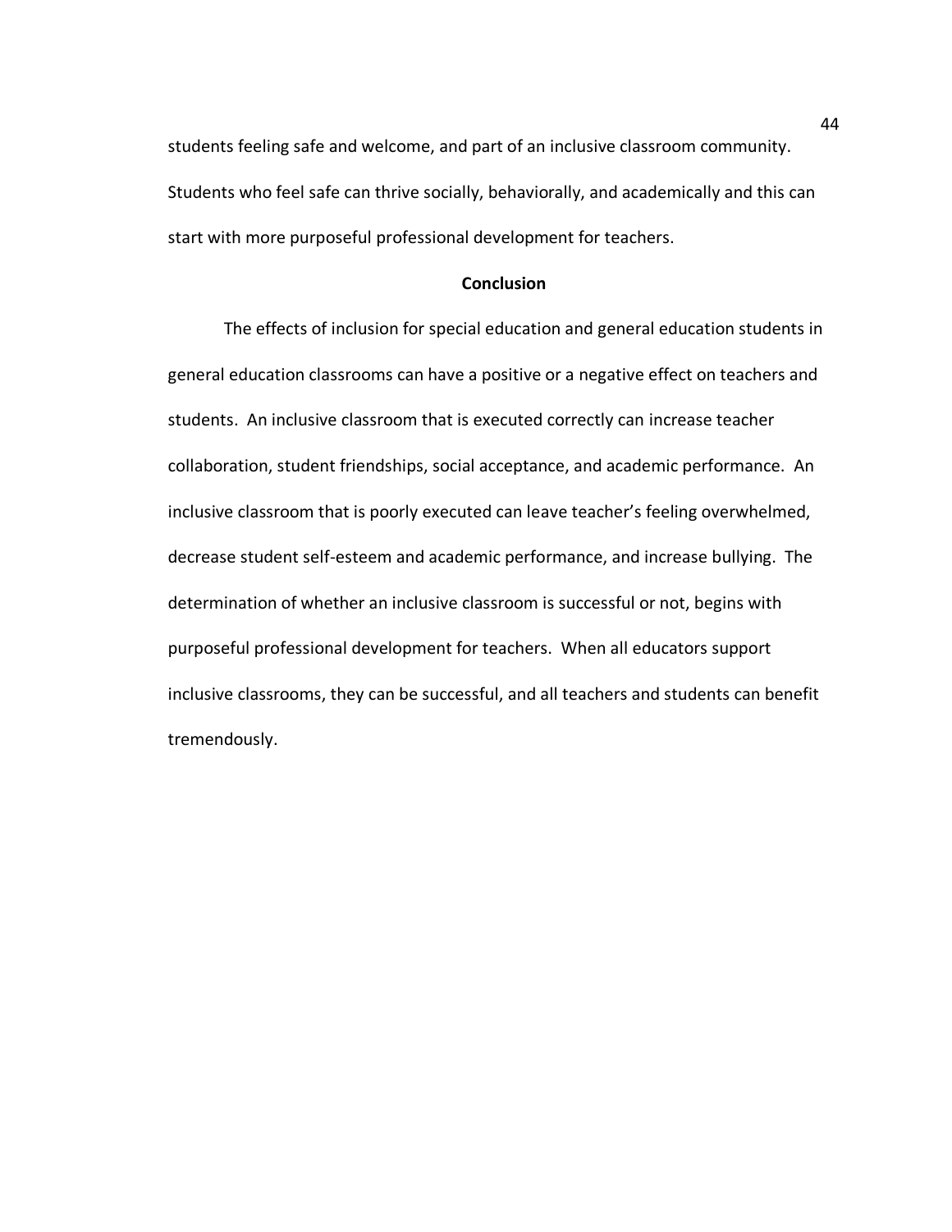students feeling safe and welcome, and part of an inclusive classroom community. Students who feel safe can thrive socially, behaviorally, and academically and this can start with more purposeful professional development for teachers.

## Conclusion

The effects of inclusion for special education and general education students in general education classrooms can have a positive or a negative effect on teachers and students. An inclusive classroom that is executed correctly can increase teacher collaboration, student friendships, social acceptance, and academic performance. An inclusive classroom that is poorly executed can leave teacher's feeling overwhelmed, decrease student self-esteem and academic performance, and increase bullying. The determination of whether an inclusive classroom is successful or not, begins with purposeful professional development for teachers. When all educators support inclusive classrooms, they can be successful, and all teachers and students can benefit tremendously.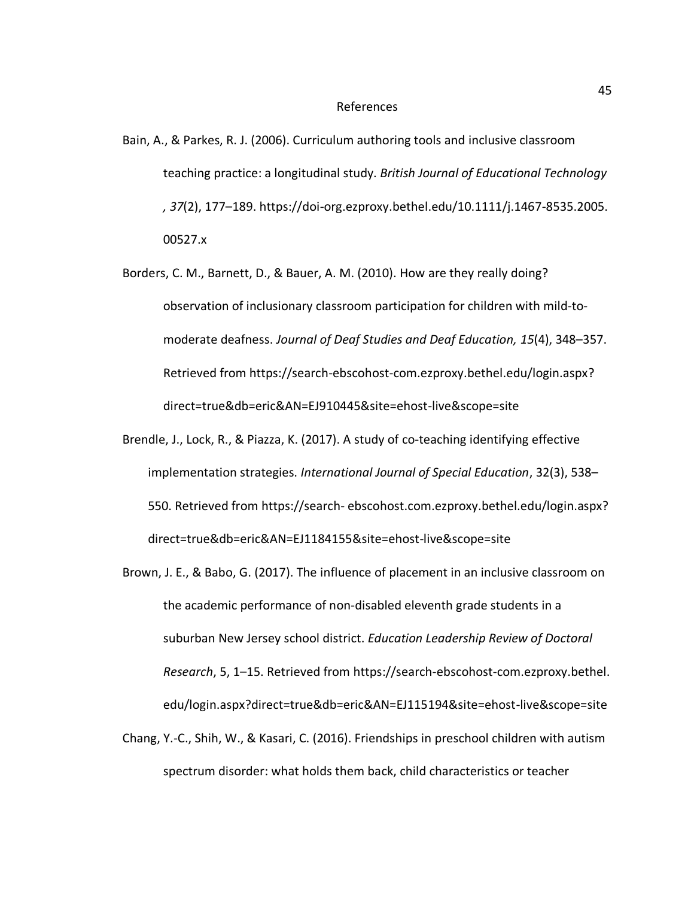# References

Bain, A., & Parkes, R. J. (2006). Curriculum authoring tools and inclusive classroom teaching practice: a longitudinal study. *British Journal of Educational Technology, 37*(2), 177–189. https://doi-org.ezproxy.bethel.edu/10.1111/j.1467-8535.2005.00527.x

Borders, C. M., Barnett, D., & Bauer, A. M. (2010). How are they really doing? observation of inclusionary classroom participation for children with mild-to-moderate deafness. *Journal of Deaf Studies and Deaf Education, 15*(4), 348–357. Retrieved from https://search-ebscohost-com.ezproxy.bethel.edu/login.aspx?direct=true&db=eric&AN=EJ910445&site=ehost-live&scope=site

Brendle, J., Lock, R., & Piazza, K. (2017). A study of co-teaching identifying effective implementation strategies. *International Journal of Special Education*, 32(3), 538–550. Retrieved from https://search- ebscohost.com.ezproxy.bethel.edu/login.aspx?direct=true&db=eric&AN=EJ1184155&site=ehost-live&scope=site

Brown, J. E., & Babo, G. (2017). The influence of placement in an inclusive classroom on the academic performance of non-disabled eleventh grade students in a suburban New Jersey school district. *Education Leadership Review of Doctoral Research*, 5, 1–15. Retrieved from https://search-ebscohost-com.ezproxy.bethel.edu/login.aspx?direct=true&db=eric&AN=EJ115194&site=ehost-live&scope=site

Chang, Y.-C., Shih, W., & Kasari, C. (2016). Friendships in preschool children with autism spectrum disorder: what holds them back, child characteristics or teacher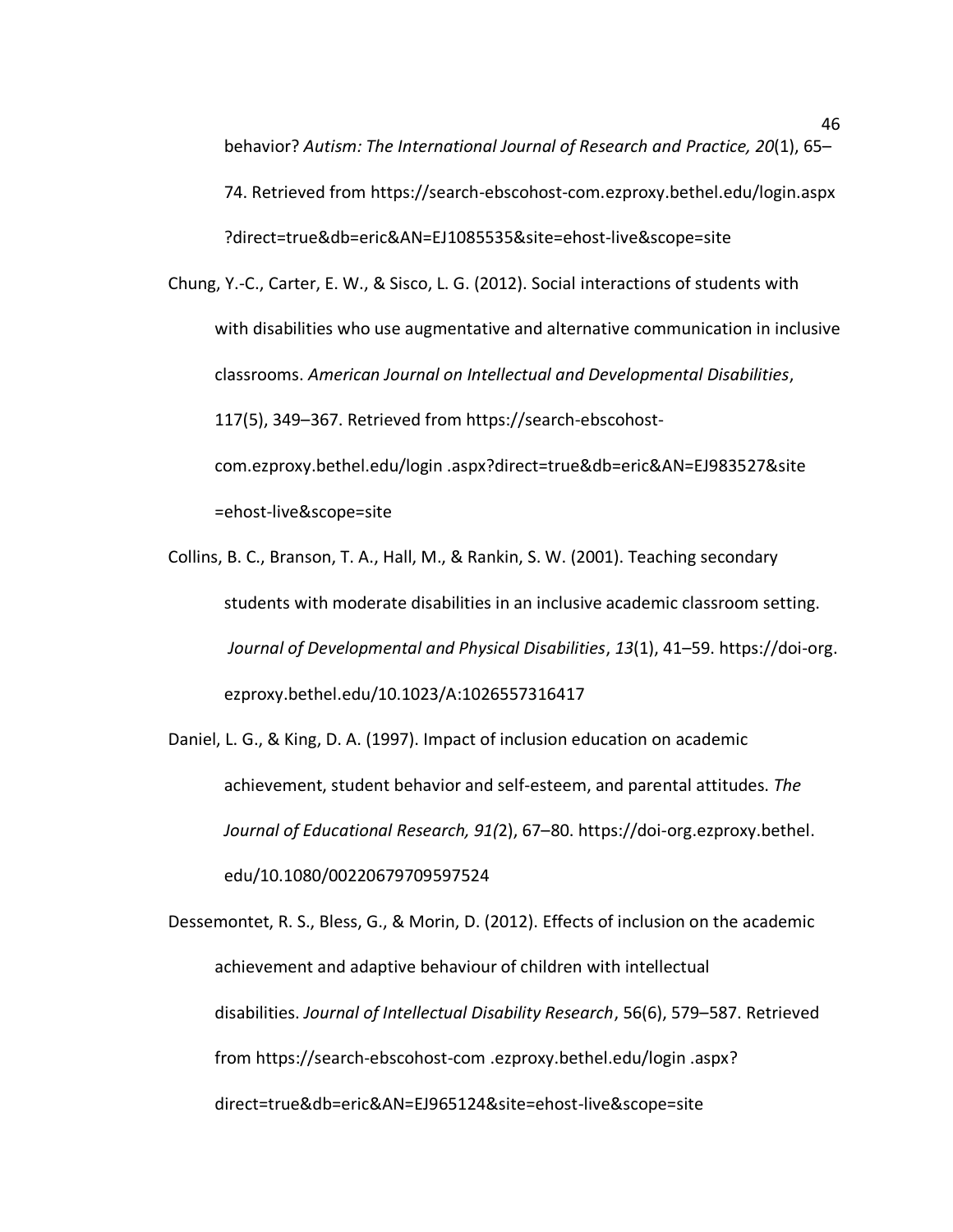behavior? *Autism: The International Journal of Research and Practice, 20*(1), 65–74. Retrieved from https://search-ebscohost-com.ezproxy.bethel.edu/login.aspx ?direct=true&db=eric&AN=EJ1085535&site=ehost-live&scope=site

Chung, Y.-C., Carter, E. W., & Sisco, L. G. (2012). Social interactions of students with with disabilities who use augmentative and alternative communication in inclusive classrooms. *American Journal on Intellectual and Developmental Disabilities*, 117(5), 349–367. Retrieved from https://search-ebscohost-com.ezproxy.bethel.edu/login .aspx?direct=true&db=eric&AN=EJ983527&site =ehost-live&scope=site

Collins, B. C., Branson, T. A., Hall, M., & Rankin, S. W. (2001). Teaching secondary students with moderate disabilities in an inclusive academic classroom setting. *Journal of Developmental and Physical Disabilities*, *13*(1), 41–59. https://doi-org. ezproxy.bethel.edu/10.1023/A:1026557316417

Daniel, L. G., & King, D. A. (1997). Impact of inclusion education on academic achievement, student behavior and self-esteem, and parental attitudes. *The Journal of Educational Research, 91(*2), 67–80. https://doi-org.ezproxy.bethel. edu/10.1080/00220679709597524

Dessemontet, R. S., Bless, G., & Morin, D. (2012). Effects of inclusion on the academic achievement and adaptive behaviour of children with intellectual disabilities. *Journal of Intellectual Disability Research*, 56(6), 579–587. Retrieved from https://search-ebscohost-com .ezproxy.bethel.edu/login .aspx? direct=true&db=eric&AN=EJ965124&site=ehost-live&scope=site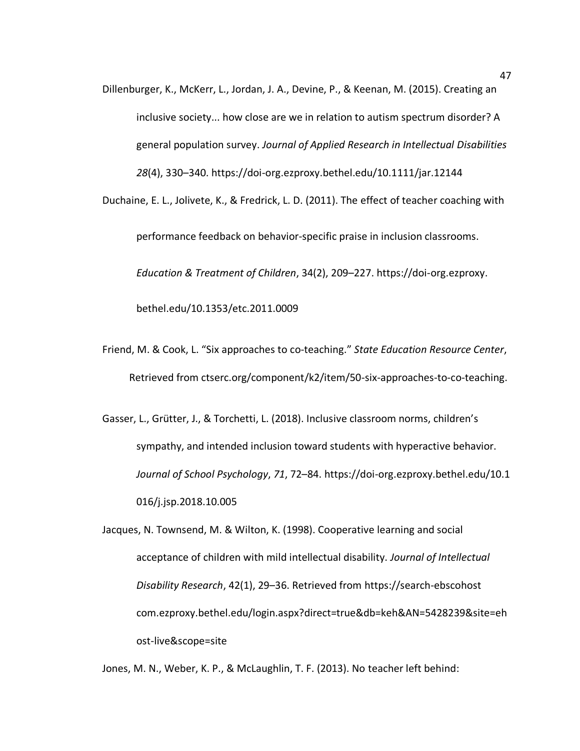Dillenburger, K., McKerr, L., Jordan, J. A., Devine, P., & Keenan, M. (2015). Creating an inclusive society... how close are we in relation to autism spectrum disorder? A general population survey. *Journal of Applied Research in Intellectual Disabilities 28*(4), 330–340. https://doi-org.ezproxy.bethel.edu/10.1111/jar.12144

Duchaine, E. L., Jolivete, K., & Fredrick, L. D. (2011). The effect of teacher coaching with performance feedback on behavior-specific praise in inclusion classrooms. *Education & Treatment of Children*, 34(2), 209–227. https://doi-org.ezproxy. bethel.edu/10.1353/etc.2011.0009

Friend, M. & Cook, L. "Six approaches to co-teaching." *State Education Resource Center*, Retrieved from ctserc.org/component/k2/item/50-six-approaches-to-co-teaching.

Gasser, L., Grütter, J., & Torchetti, L. (2018). Inclusive classroom norms, children's sympathy, and intended inclusion toward students with hyperactive behavior. *Journal of School Psychology*, *71*, 72–84. https://doi-org.ezproxy.bethel.edu/10.1 016/j.jsp.2018.10.005

Jacques, N. Townsend, M. & Wilton, K. (1998). Cooperative learning and social acceptance of children with mild intellectual disability. *Journal of Intellectual Disability Research*, 42(1), 29–36. Retrieved from https://search-ebscohost com.ezproxy.bethel.edu/login.aspx?direct=true&db=keh&AN=5428239&site=eh ost-live&scope=site

Jones, M. N., Weber, K. P., & McLaughlin, T. F. (2013). No teacher left behind: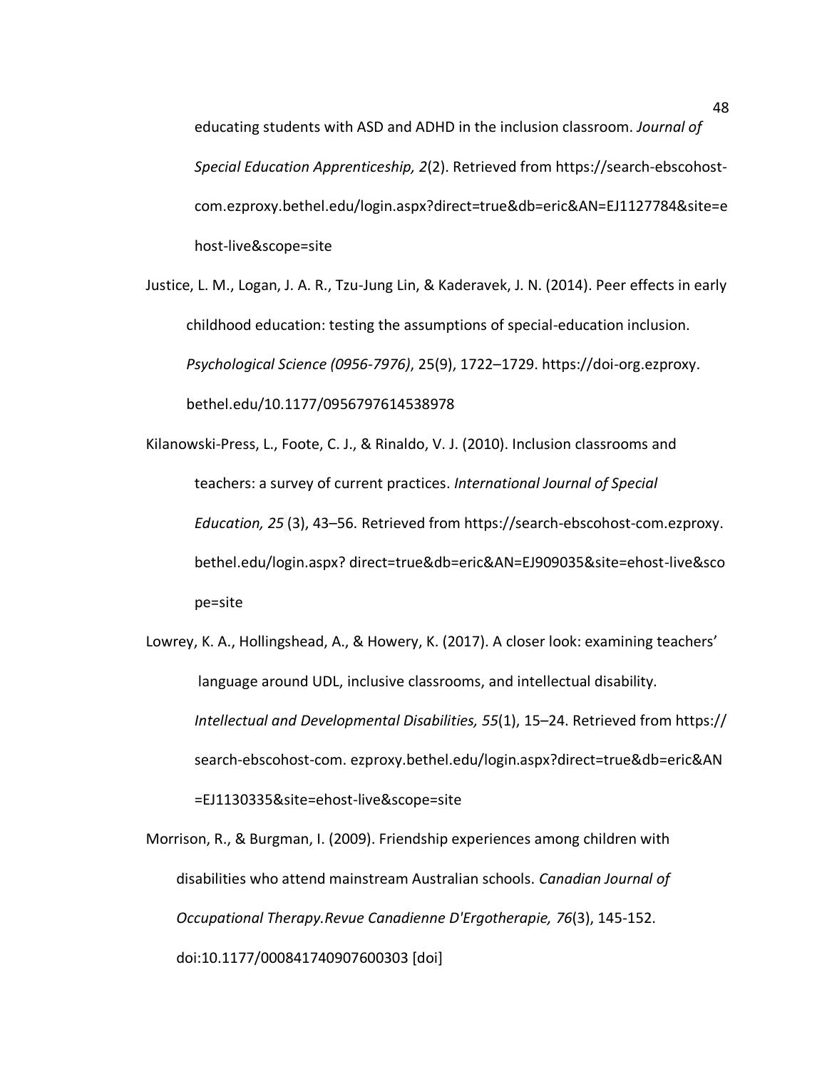educating students with ASD and ADHD in the inclusion classroom. *Journal of Special Education Apprenticeship, 2*(2). Retrieved from https://search-ebscohost-com.ezproxy.bethel.edu/login.aspx?direct=true&db=eric&AN=EJ1127784&site=ehost-live&scope=site

Justice, L. M., Logan, J. A. R., Tzu-Jung Lin, & Kaderavek, J. N. (2014). Peer effects in early childhood education: testing the assumptions of special-education inclusion. *Psychological Science (0956-7976)*, 25(9), 1722–1729. https://doi-org.ezproxy.bethel.edu/10.1177/0956797614538978

Kilanowski-Press, L., Foote, C. J., & Rinaldo, V. J. (2010). Inclusion classrooms and teachers: a survey of current practices. *International Journal of Special Education, 25* (3), 43–56. Retrieved from https://search-ebscohost-com.ezproxy.bethel.edu/login.aspx? direct=true&db=eric&AN=EJ909035&site=ehost-live&scope=site

Lowrey, K. A., Hollingshead, A., & Howery, K. (2017). A closer look: examining teachers' language around UDL, inclusive classrooms, and intellectual disability. *Intellectual and Developmental Disabilities, 55*(1), 15–24. Retrieved from https://search-ebscohost-com. ezproxy.bethel.edu/login.aspx?direct=true&db=eric&AN=EJ1130335&site=ehost-live&scope=site

Morrison, R., & Burgman, I. (2009). Friendship experiences among children with disabilities who attend mainstream Australian schools. *Canadian Journal of Occupational Therapy.Revue Canadienne D'Ergotherapie, 76*(3), 145-152. doi:10.1177/000841740907600303 [doi]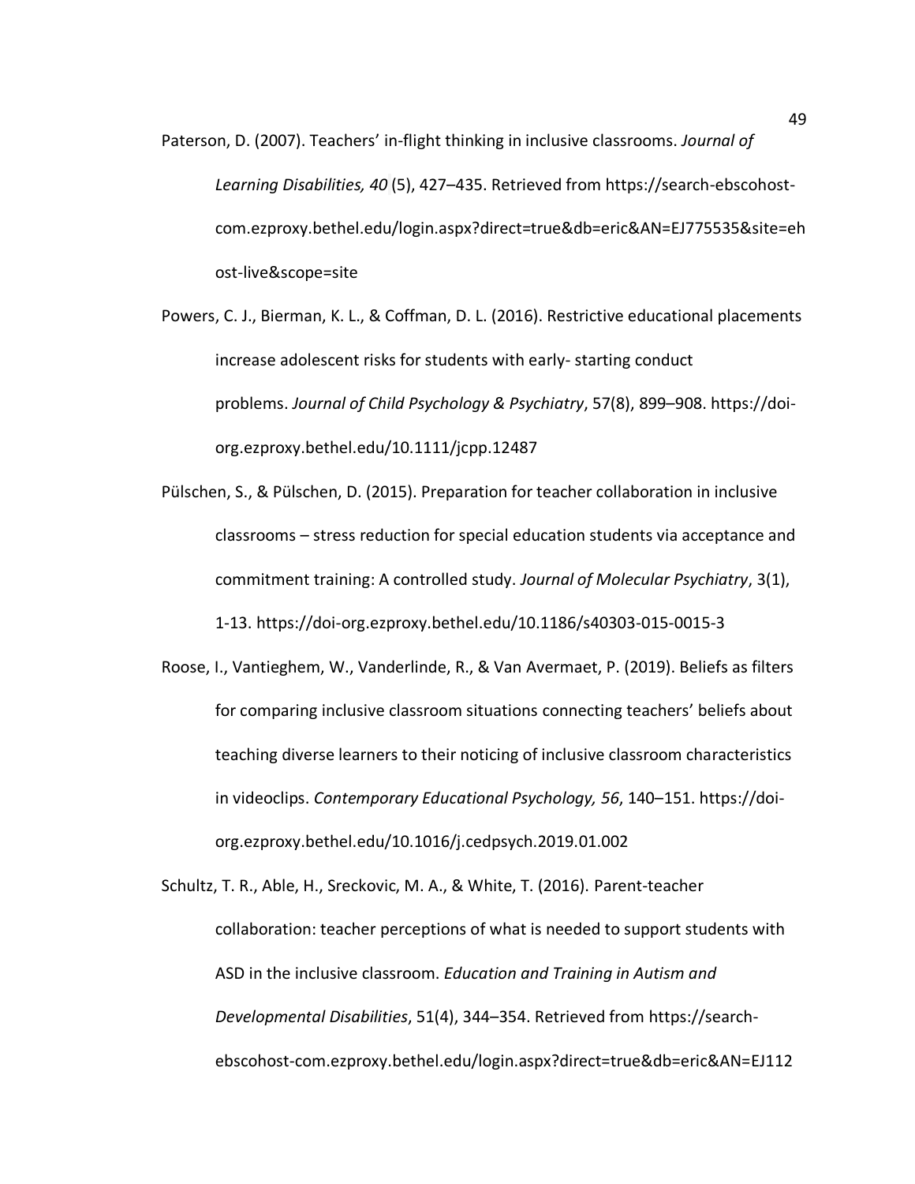Paterson, D. (2007). Teachers' in-flight thinking in inclusive classrooms. *Journal of Learning Disabilities, 40* (5), 427–435. Retrieved from https://search-ebscohost-com.ezproxy.bethel.edu/login.aspx?direct=true&db=eric&AN=EJ775535&site=ehost-live&scope=site

Powers, C. J., Bierman, K. L., & Coffman, D. L. (2016). Restrictive educational placements increase adolescent risks for students with early- starting conduct problems. *Journal of Child Psychology & Psychiatry*, 57(8), 899–908. https://doi-org.ezproxy.bethel.edu/10.1111/jcpp.12487

Pülschen, S., & Pülschen, D. (2015). Preparation for teacher collaboration in inclusive classrooms – stress reduction for special education students via acceptance and commitment training: A controlled study. *Journal of Molecular Psychiatry*, 3(1), 1-13. https://doi-org.ezproxy.bethel.edu/10.1186/s40303-015-0015-3

Roose, I., Vantieghem, W., Vanderlinde, R., & Van Avermaet, P. (2019). Beliefs as filters for comparing inclusive classroom situations connecting teachers' beliefs about teaching diverse learners to their noticing of inclusive classroom characteristics in videoclips. *Contemporary Educational Psychology, 56*, 140–151. https://doi-org.ezproxy.bethel.edu/10.1016/j.cedpsych.2019.01.002

Schultz, T. R., Able, H., Sreckovic, M. A., & White, T. (2016). Parent-teacher collaboration: teacher perceptions of what is needed to support students with ASD in the inclusive classroom. *Education and Training in Autism and Developmental Disabilities*, 51(4), 344–354. Retrieved from https://search-ebscohost-com.ezproxy.bethel.edu/login.aspx?direct=true&db=eric&AN=EJ112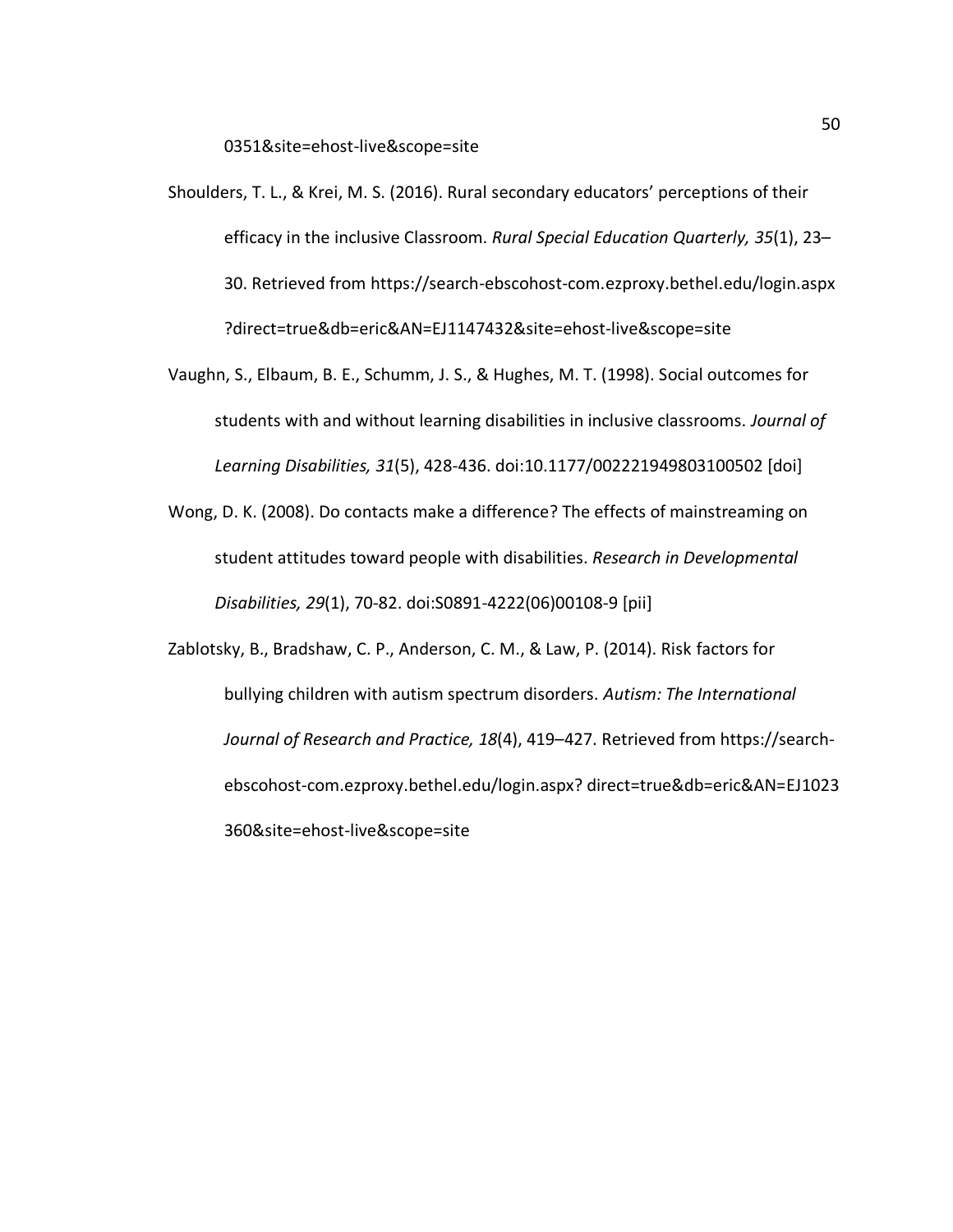0351&site=ehost-live&scope=site

Shoulders, T. L., & Krei, M. S. (2016). Rural secondary educators' perceptions of their efficacy in the inclusive Classroom. *Rural Special Education Quarterly, 35*(1), 23–30. Retrieved from https://search-ebscohost-com.ezproxy.bethel.edu/login.aspx?direct=true&db=eric&AN=EJ1147432&site=ehost-live&scope=site

Vaughn, S., Elbaum, B. E., Schumm, J. S., & Hughes, M. T. (1998). Social outcomes for students with and without learning disabilities in inclusive classrooms. *Journal of Learning Disabilities, 31*(5), 428-436. doi:10.1177/002221949803100502 [doi]

Wong, D. K. (2008). Do contacts make a difference? The effects of mainstreaming on student attitudes toward people with disabilities. *Research in Developmental Disabilities, 29*(1), 70-82. doi:S0891-4222(06)00108-9 [pii]

Zablotsky, B., Bradshaw, C. P., Anderson, C. M., & Law, P. (2014). Risk factors for bullying children with autism spectrum disorders. *Autism: The International Journal of Research and Practice, 18*(4), 419–427. Retrieved from https://search-ebscohost-com.ezproxy.bethel.edu/login.aspx? direct=true&db=eric&AN=EJ1023360&site=ehost-live&scope=site